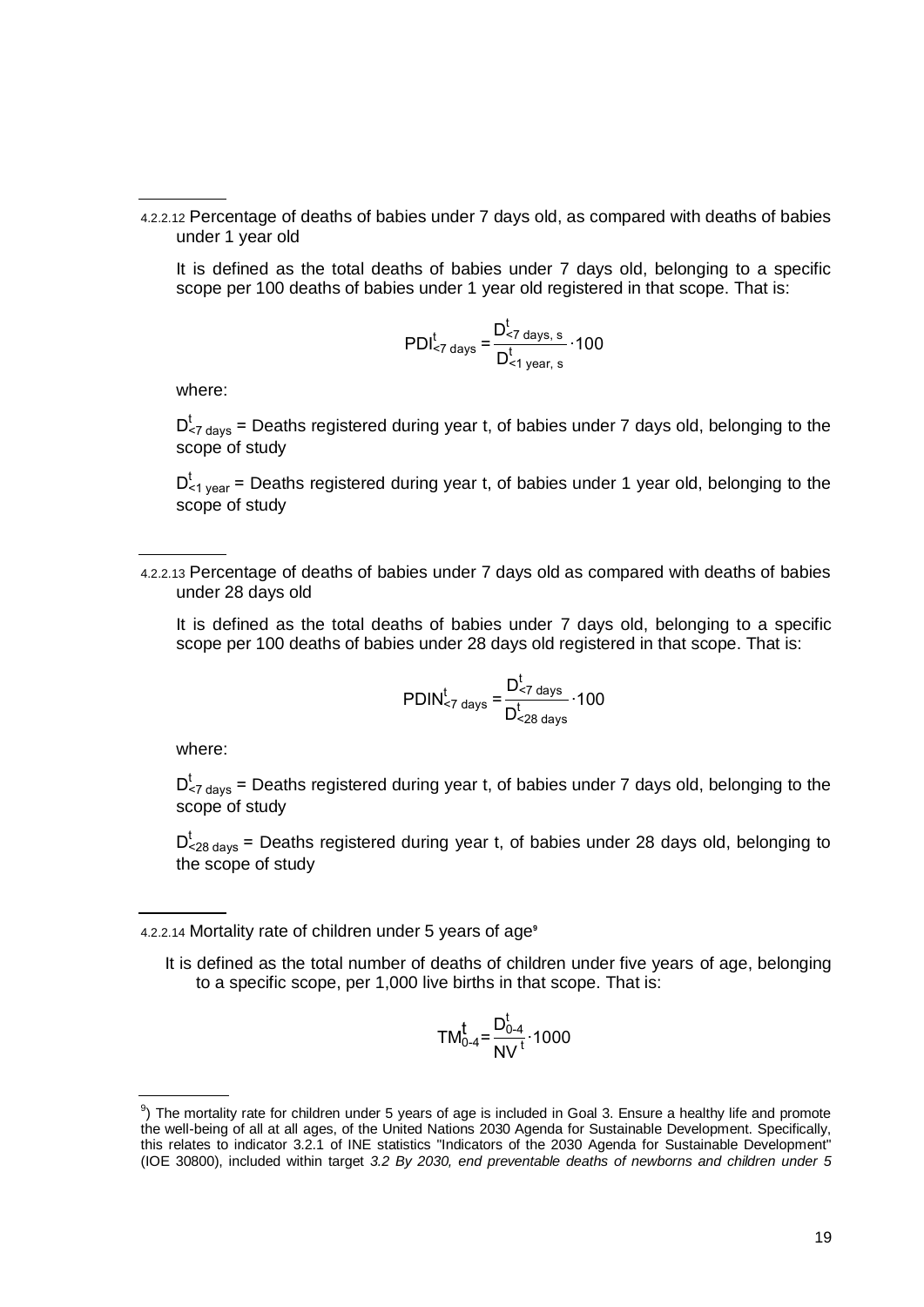4.2.2.12 Percentage of deaths of babies under 7 days old, as compared with deaths of babies under 1 year old

It is defined as the total deaths of babies under 7 days old, belonging to a specific scope per 100 deaths of babies under 1 year old registered in that scope. That is:

$$PDI^{t}_{<7\ days} = \frac{D^{t}_{<7\ days,\ s}}{D^{t}_{<1\ year,\ s}} \cdot 100$$

where:

$D^{t}_{<7\ days}$ = Deaths registered during year t, of babies under 7 days old, belonging to the scope of study

$D^{t}_{<1\ year}$ = Deaths registered during year t, of babies under 1 year old, belonging to the scope of study

4.2.2.13 Percentage of deaths of babies under 7 days old as compared with deaths of babies under 28 days old

It is defined as the total deaths of babies under 7 days old, belonging to a specific scope per 100 deaths of babies under 28 days old registered in that scope. That is:

$$PDIN^{t}_{<7\ days} = \frac{D^{t}_{<7\ days}}{D^{t}_{<28\ days}} \cdot 100$$

where:

$D^{t}_{<7\ days}$ = Deaths registered during year t, of babies under 7 days old, belonging to the scope of study

$D^{t}_{<28\ days}$ = Deaths registered during year t, of babies under 28 days old, belonging to the scope of study

4.2.2.14 Mortality rate of children under 5 years of age[9]

It is defined as the total number of deaths of children under five years of age, belonging to a specific scope, per 1,000 live births in that scope. That is:

$$TM^{t}_{0\text{-}4} = \frac{D^{t}_{0\text{-}4}}{NV^{t}} \cdot 1000$$

[9]) The mortality rate for children under 5 years of age is included in Goal 3. Ensure a healthy life and promote the well-being of all at all ages, of the United Nations 2030 Agenda for Sustainable Development. Specifically, this relates to indicator 3.2.1 of INE statistics "Indicators of the 2030 Agenda for Sustainable Development" (IOE 30800), included within target *3.2 By 2030, end preventable deaths of newborns and children under 5*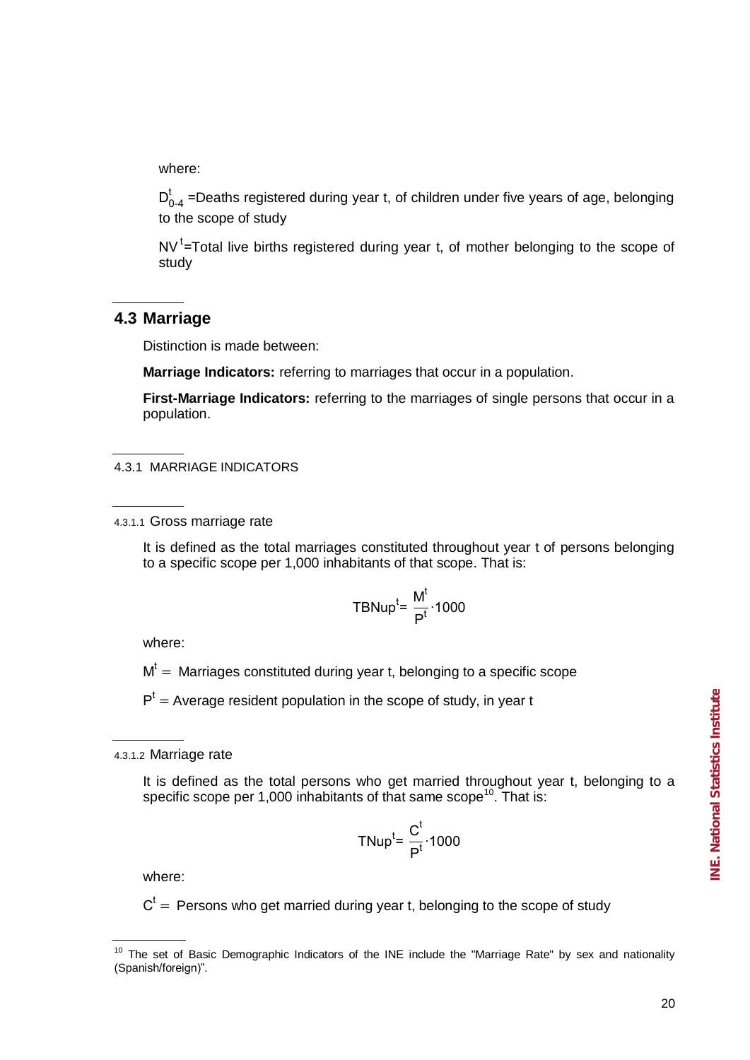where:

$D_{0\text{-}4}^{t}$ =Deaths registered during year t, of children under five years of age, belonging to the scope of study

$NV^{t}$=Total live births registered during year t, of mother belonging to the scope of study

## 4.3 Marriage

Distinction is made between:

**Marriage Indicators:** referring to marriages that occur in a population.

**First-Marriage Indicators:** referring to the marriages of single persons that occur in a population.

### 4.3.1 MARRIAGE INDICATORS

#### 4.3.1.1 Gross marriage rate

It is defined as the total marriages constituted throughout year t of persons belonging to a specific scope per 1,000 inhabitants of that scope. That is:

$$TBNup^{t}= \frac{M^{t}}{P^{t}}\cdot 1000$$

where:

$M^{t}$ = Marriages constituted during year t, belonging to a specific scope

$P^{t}$ = Average resident population in the scope of study, in year t

#### 4.3.1.2 Marriage rate

It is defined as the total persons who get married throughout year t, belonging to a specific scope per 1,000 inhabitants of that same scope[10]. That is:

$$TNup^{t}= \frac{C^{t}}{P^{t}}\cdot 1000$$

where:

$C^{t}$ = Persons who get married during year t, belonging to the scope of study

---

[10] The set of Basic Demographic Indicators of the INE include the "Marriage Rate" by sex and nationality (Spanish/foreign)".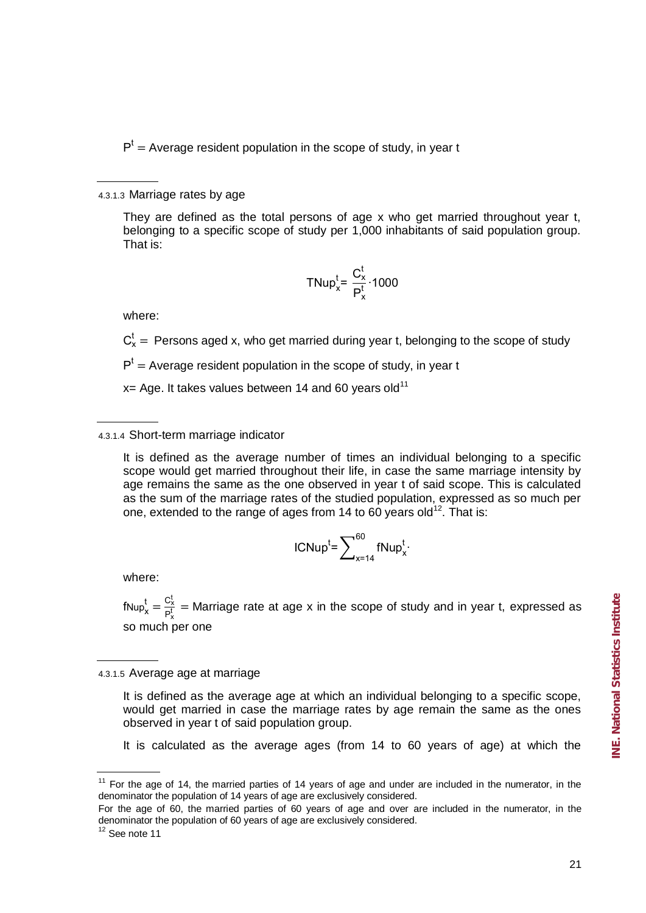$P^t$ = Average resident population in the scope of study, in year t

#### 4.3.1.3 Marriage rates by age

They are defined as the total persons of age x who get married throughout year t, belonging to a specific scope of study per 1,000 inhabitants of said population group. That is:

$$TNup_x^t = \frac{C_x^t}{P_x^t} \cdot 1000$$

where:

$C_x^t$ = Persons aged x, who get married during year t, belonging to the scope of study

$P^t$ = Average resident population in the scope of study, in year t

x= Age. It takes values between 14 and 60 years old[11]

#### 4.3.1.4 Short-term marriage indicator

It is defined as the average number of times an individual belonging to a specific scope would get married throughout their life, in case the same marriage intensity by age remains the same as the one observed in year t of said scope. This is calculated as the sum of the marriage rates of the studied population, expressed as so much per one, extended to the range of ages from 14 to 60 years old[12]. That is:

$$ICNup^t = \sum_{x=14}^{60} fNup_x^t \cdot$$

where:

$fNup_x^t = \frac{C_x^t}{P_x^t}$ = Marriage rate at age x in the scope of study and in year t, expressed as so much per one

#### 4.3.1.5 Average age at marriage

It is defined as the average age at which an individual belonging to a specific scope, would get married in case the marriage rates by age remain the same as the ones observed in year t of said population group.

It is calculated as the average ages (from 14 to 60 years of age) at which the

---

[11] For the age of 14, the married parties of 14 years of age and under are included in the numerator, in the denominator the population of 14 years of age are exclusively considered.

For the age of 60, the married parties of 60 years of age and over are included in the numerator, in the denominator the population of 60 years of age are exclusively considered.

[12] See note 11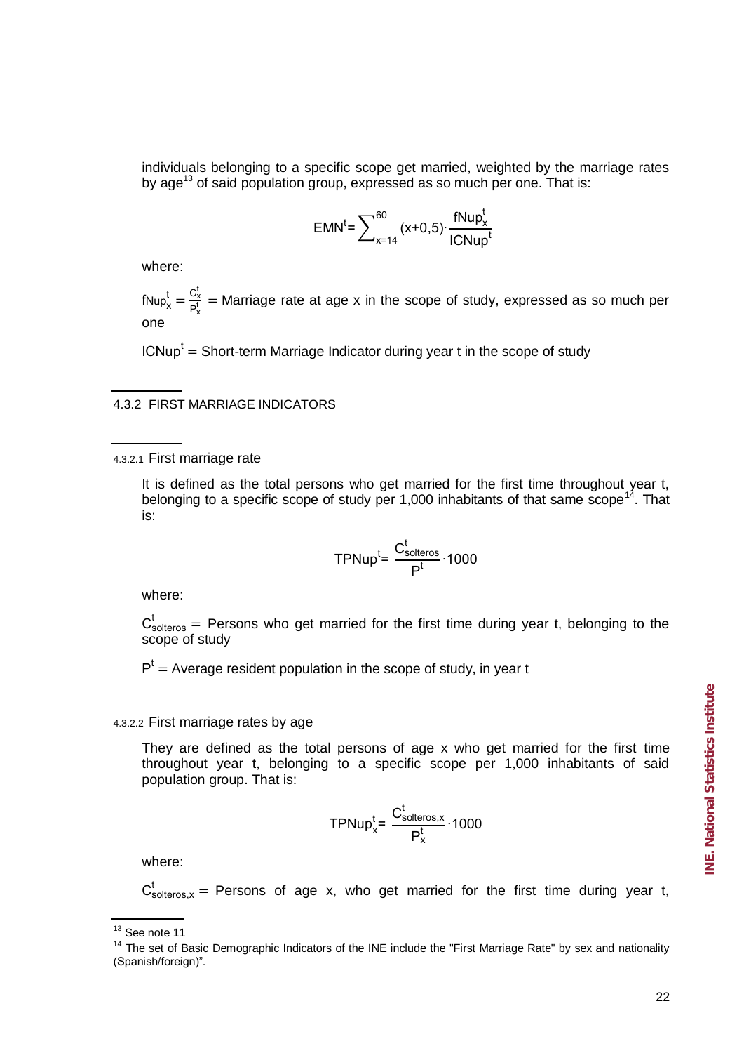individuals belonging to a specific scope get married, weighted by the marriage rates by age[13] of said population group, expressed as so much per one. That is:

$$EMN^t = \sum_{x=14}^{60} (x+0,5) \cdot \frac{fNup_x^t}{ICNup^t}$$

where:

$fNup_x^t = \frac{C_x^t}{P_x^t}$ = Marriage rate at age x in the scope of study, expressed as so much per one

$ICNup^t$ = Short-term Marriage Indicator during year t in the scope of study

### 4.3.2 FIRST MARRIAGE INDICATORS

#### 4.3.2.1 First marriage rate

It is defined as the total persons who get married for the first time throughout year t, belonging to a specific scope of study per 1,000 inhabitants of that same scope[14]. That is:

$$TPNup^t = \frac{C_{solteros}^t}{P^t} \cdot 1000$$

where:

$C_{solteros}^t$ = Persons who get married for the first time during year t, belonging to the scope of study

$P^t$ = Average resident population in the scope of study, in year t

#### 4.3.2.2 First marriage rates by age

They are defined as the total persons of age x who get married for the first time throughout year t, belonging to a specific scope per 1,000 inhabitants of said population group. That is:

$$TPNup_x^t = \frac{C_{solteros,x}^t}{P_x^t} \cdot 1000$$

where:

$C_{solteros,x}^t$ = Persons of age x, who get married for the first time during year t,

---

[13] See note 11

[14] The set of Basic Demographic Indicators of the INE include the "First Marriage Rate" by sex and nationality (Spanish/foreign)".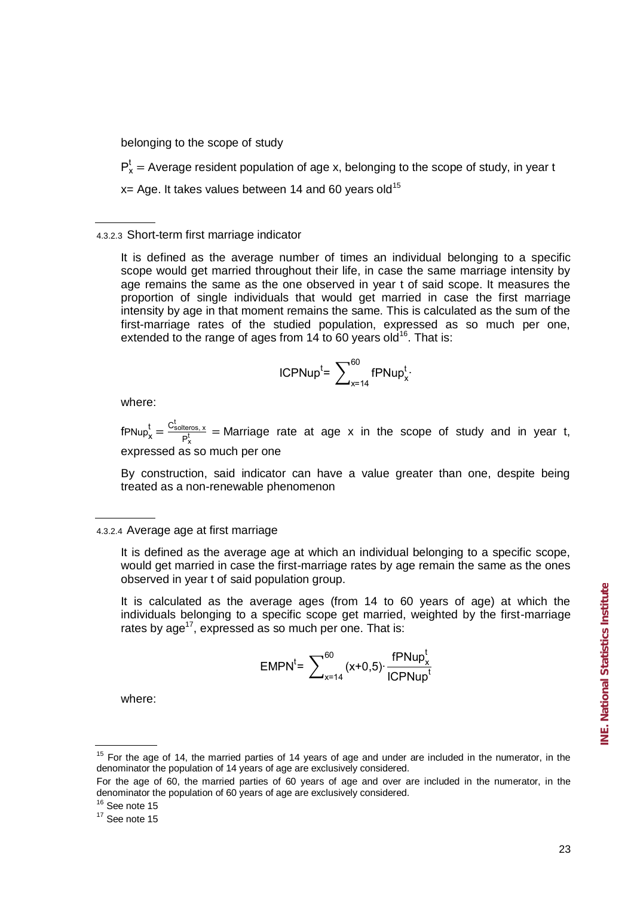belonging to the scope of study

$P_x^t$ = Average resident population of age x, belonging to the scope of study, in year t

x= Age. It takes values between 14 and 60 years old[15]

#### 4.3.2.3 Short-term first marriage indicator

It is defined as the average number of times an individual belonging to a specific scope would get married throughout their life, in case the same marriage intensity by age remains the same as the one observed in year t of said scope. It measures the proportion of single individuals that would get married in case the first marriage intensity by age in that moment remains the same. This is calculated as the sum of the first-marriage rates of the studied population, expressed as so much per one, extended to the range of ages from 14 to 60 years old[16]. That is:

$$ICPNup^t = \sum_{x=14}^{60} fPNup_x^t \cdot$$

where:

$fPNup_x^t = \frac{C_{solteros,\,x}^t}{P_x^t}$ = Marriage rate at age x in the scope of study and in year t, expressed as so much per one

By construction, said indicator can have a value greater than one, despite being treated as a non-renewable phenomenon

#### 4.3.2.4 Average age at first marriage

It is defined as the average age at which an individual belonging to a specific scope, would get married in case the first-marriage rates by age remain the same as the ones observed in year t of said population group.

It is calculated as the average ages (from 14 to 60 years of age) at which the individuals belonging to a specific scope get married, weighted by the first-marriage rates by age[17], expressed as so much per one. That is:

$$EMPN^t = \sum_{x=14}^{60} (x+0{,}5) \cdot \frac{fPNup_x^t}{ICPNup^t}$$

where:

---

[15] For the age of 14, the married parties of 14 years of age and under are included in the numerator, in the denominator the population of 14 years of age are exclusively considered.

For the age of 60, the married parties of 60 years of age and over are included in the numerator, in the denominator the population of 60 years of age are exclusively considered.

[16] See note 15

[17] See note 15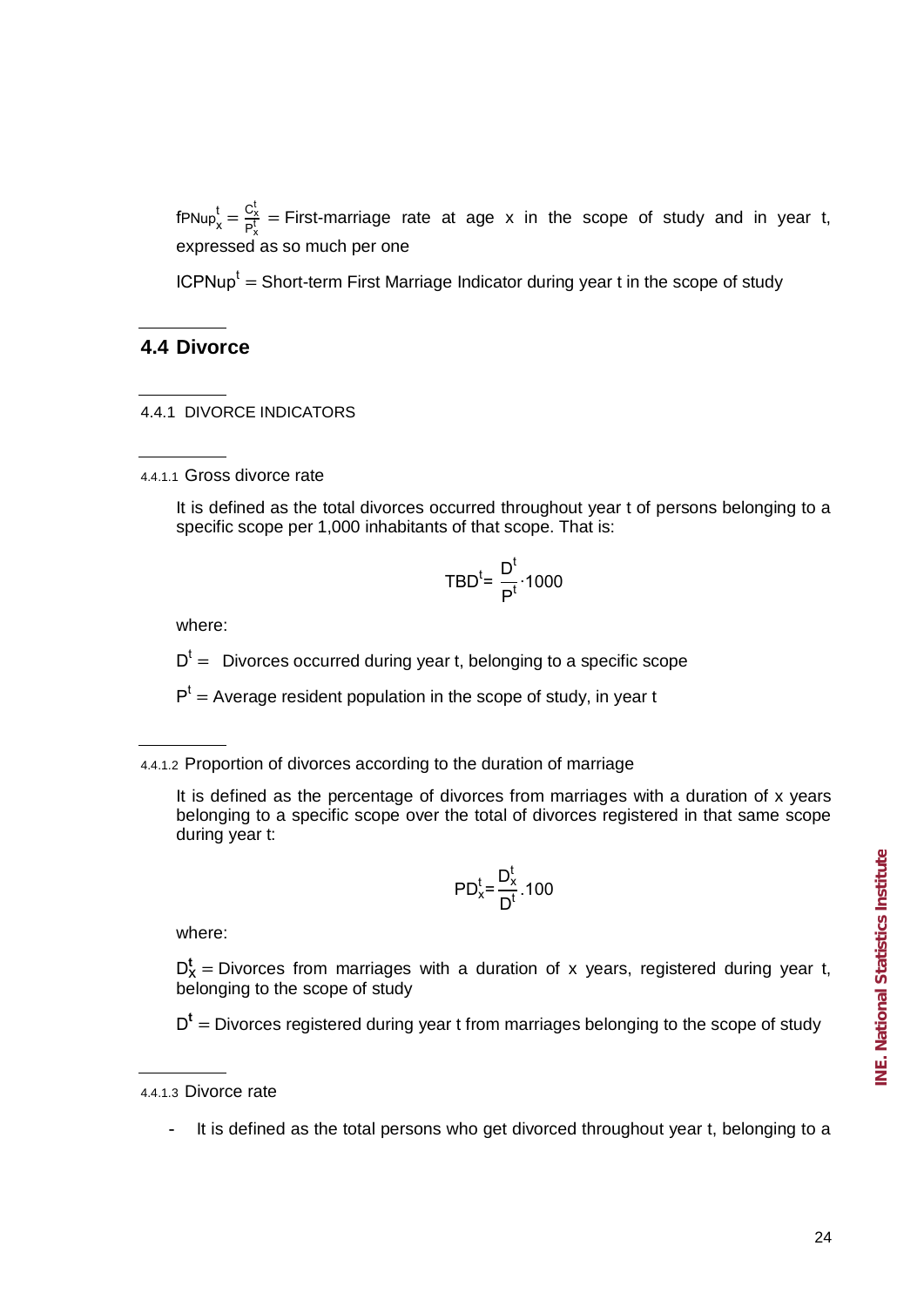$fPNup_x^t = \frac{C_x^t}{P_x^t}$ = First-marriage rate at age x in the scope of study and in year t, expressed as so much per one

$ICPNup^t$ = Short-term First Marriage Indicator during year t in the scope of study

## 4.4 Divorce

### 4.4.1 DIVORCE INDICATORS

#### 4.4.1.1 Gross divorce rate

It is defined as the total divorces occurred throughout year t of persons belonging to a specific scope per 1,000 inhabitants of that scope. That is:

$$TBD^t = \frac{D^t}{P^t} \cdot 1000$$

where:

$D^t$ = Divorces occurred during year t, belonging to a specific scope

$P^t$ = Average resident population in the scope of study, in year t

#### 4.4.1.2 Proportion of divorces according to the duration of marriage

It is defined as the percentage of divorces from marriages with a duration of x years belonging to a specific scope over the total of divorces registered in that same scope during year t:

$$PD_x^t = \frac{D_x^t}{D^t} \cdot 100$$

where:

$D_x^t$ = Divorces from marriages with a duration of x years, registered during year t, belonging to the scope of study

$D^t$ = Divorces registered during year t from marriages belonging to the scope of study

#### 4.4.1.3 Divorce rate

- It is defined as the total persons who get divorced throughout year t, belonging to a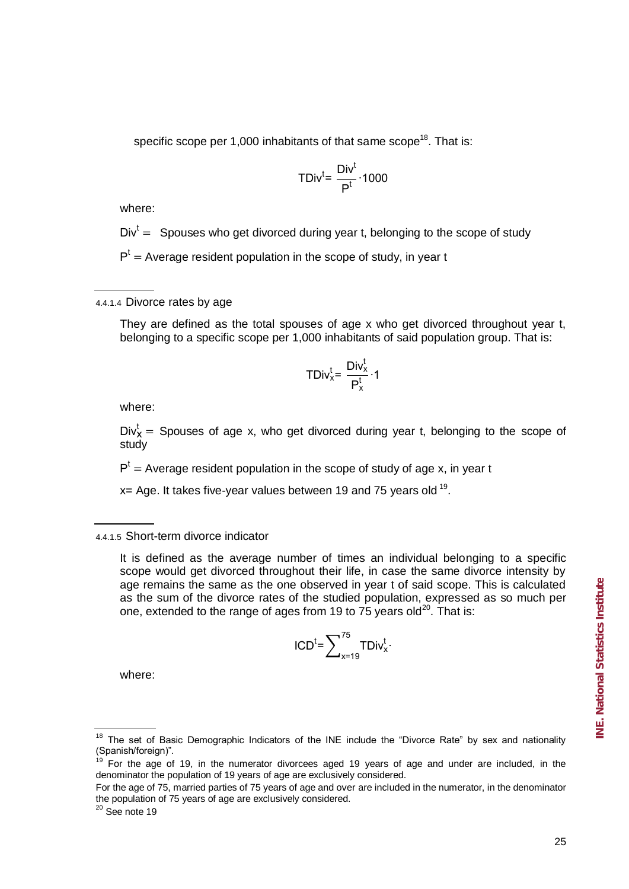specific scope per 1,000 inhabitants of that same scope[18]. That is:

$$TDiv^t = \frac{Div^t}{P^t} \cdot 1000$$

where:

$Div^t$ = Spouses who get divorced during year t, belonging to the scope of study

$P^t$ = Average resident population in the scope of study, in year t

#### 4.4.1.4 Divorce rates by age

They are defined as the total spouses of age x who get divorced throughout year t, belonging to a specific scope per 1,000 inhabitants of said population group. That is:

$$TDiv_x^t = \frac{Div_x^t}{P_x^t} \cdot 1$$

where:

$Div_x^t$ = Spouses of age x, who get divorced during year t, belonging to the scope of study

$P^t$ = Average resident population in the scope of study of age x, in year t

x= Age. It takes five-year values between 19 and 75 years old[19].

#### 4.4.1.5 Short-term divorce indicator

It is defined as the average number of times an individual belonging to a specific scope would get divorced throughout their life, in case the same divorce intensity by age remains the same as the one observed in year t of said scope. This is calculated as the sum of the divorce rates of the studied population, expressed as so much per one, extended to the range of ages from 19 to 75 years old[20]. That is:

$$ICD^t = \sum_{x=19}^{75} TDiv_x^t \cdot$$

where:

---

[18] The set of Basic Demographic Indicators of the INE include the "Divorce Rate" by sex and nationality (Spanish/foreign)".

[19] For the age of 19, in the numerator divorcees aged 19 years of age and under are included, in the denominator the population of 19 years of age are exclusively considered.

For the age of 75, married parties of 75 years of age and over are included in the numerator, in the denominator the population of 75 years of age are exclusively considered.

[20] See note 19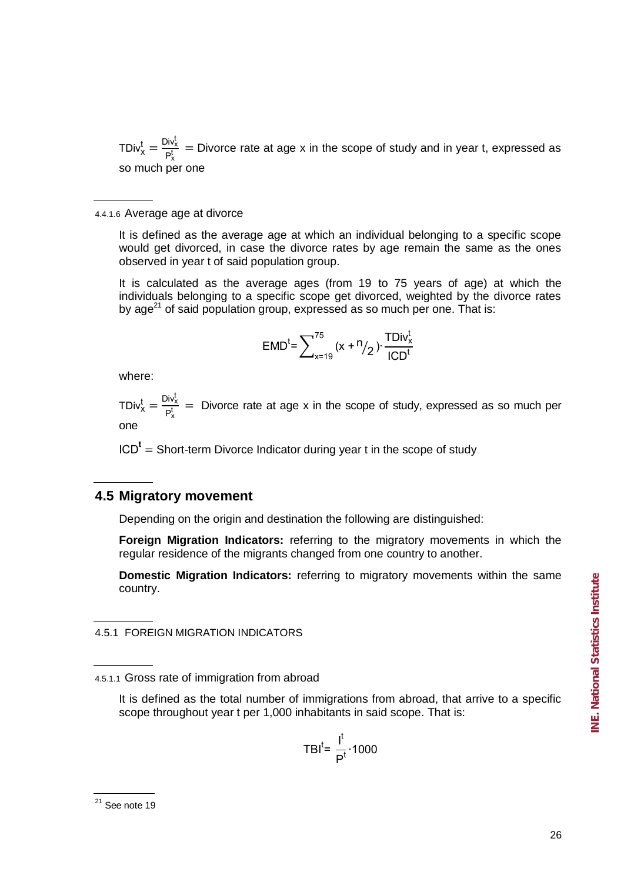$TDiv_x^t = \frac{Div_x^t}{P_x^t}$ = Divorce rate at age x in the scope of study and in year t, expressed as so much per one

#### 4.4.1.6 Average age at divorce

It is defined as the average age at which an individual belonging to a specific scope would get divorced, in case the divorce rates by age remain the same as the ones observed in year t of said population group.

It is calculated as the average ages (from 19 to 75 years of age) at which the individuals belonging to a specific scope get divorced, weighted by the divorce rates by age[21] of said population group, expressed as so much per one. That is:

$$EMD^t = \sum_{x=19}^{75} (x + n/2) \cdot \frac{TDiv_x^t}{ICD^t}$$

where:

$TDiv_x^t = \frac{Div_x^t}{P_x^t}$ = Divorce rate at age x in the scope of study, expressed as so much per one

$ICD^t$ = Short-term Divorce Indicator during year t in the scope of study

## 4.5 Migratory movement

Depending on the origin and destination the following are distinguished:

**Foreign Migration Indicators:** referring to the migratory movements in which the regular residence of the migrants changed from one country to another.

**Domestic Migration Indicators:** referring to migratory movements within the same country.

### 4.5.1 FOREIGN MIGRATION INDICATORS

#### 4.5.1.1 Gross rate of immigration from abroad

It is defined as the total number of immigrations from abroad, that arrive to a specific scope throughout year t per 1,000 inhabitants in said scope. That is:

$$TBI^t = \frac{I^t}{P^t} \cdot 1000$$

[21] See note 19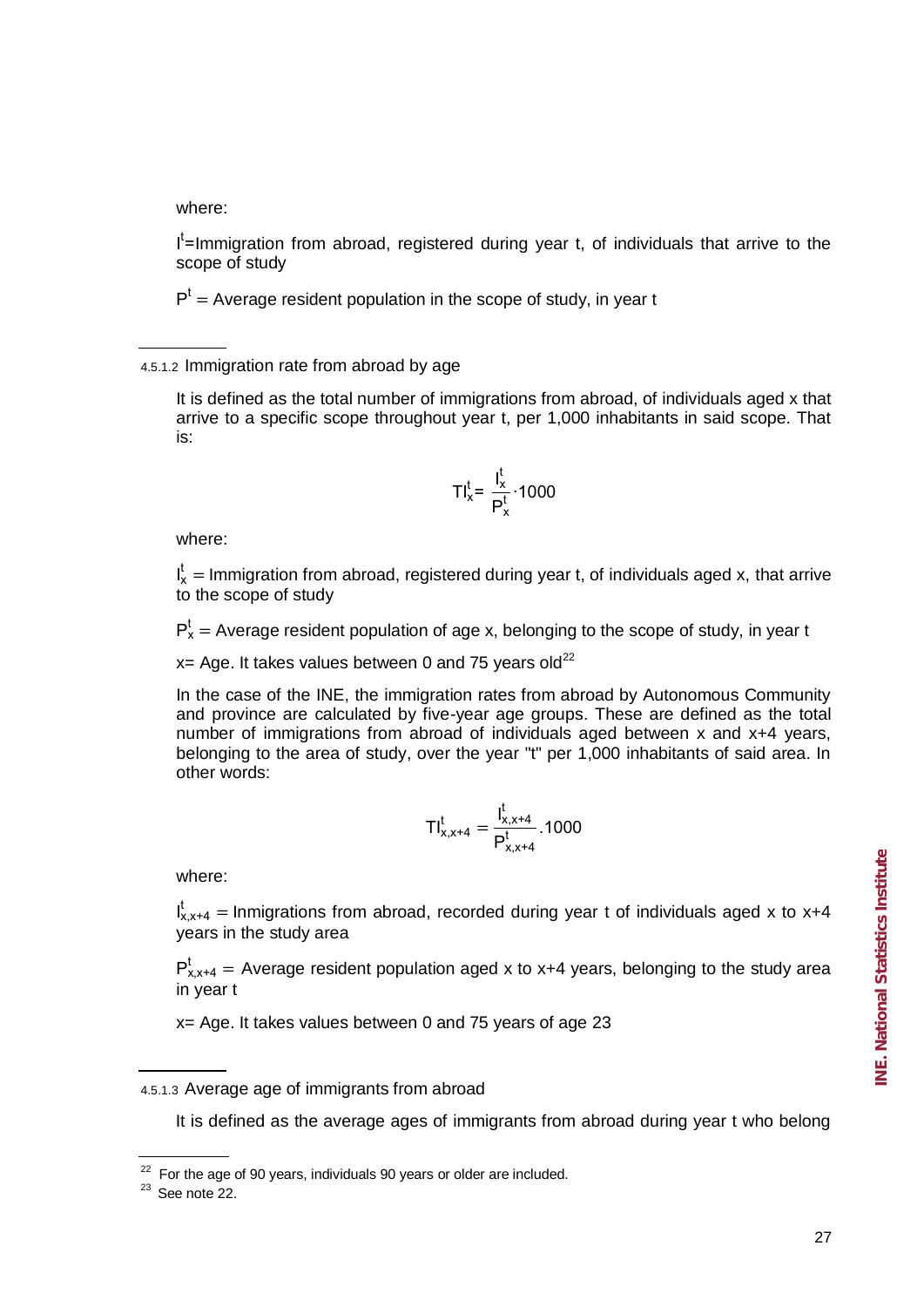where:

$I^t$=Immigration from abroad, registered during year t, of individuals that arrive to the scope of study

$P^t$ = Average resident population in the scope of study, in year t

#### 4.5.1.2 Immigration rate from abroad by age

It is defined as the total number of immigrations from abroad, of individuals aged x that arrive to a specific scope throughout year t, per 1,000 inhabitants in said scope. That is:

$$TI_x^t = \frac{I_x^t}{P_x^t} \cdot 1000$$

where:

$I_x^t$ = Immigration from abroad, registered during year t, of individuals aged x, that arrive to the scope of study

$P_x^t$ = Average resident population of age x, belonging to the scope of study, in year t

x= Age. It takes values between 0 and 75 years old[22]

In the case of the INE, the immigration rates from abroad by Autonomous Community and province are calculated by five-year age groups. These are defined as the total number of immigrations from abroad of individuals aged between x and x+4 years, belonging to the area of study, over the year "t" per 1,000 inhabitants of said area. In other words:

$$TI_{x,x+4}^t = \frac{I_{x,x+4}^t}{P_{x,x+4}^t} .1000$$

where:

$I_{x,x+4}^t$ = Inmigrations from abroad, recorded during year t of individuals aged x to x+4 years in the study area

$P_{x,x+4}^t$ = Average resident population aged x to x+4 years, belonging to the study area in year t

x= Age. It takes values between 0 and 75 years of age 23

#### 4.5.1.3 Average age of immigrants from abroad

It is defined as the average ages of immigrants from abroad during year t who belong

[22] For the age of 90 years, individuals 90 years or older are included.

[23] See note 22.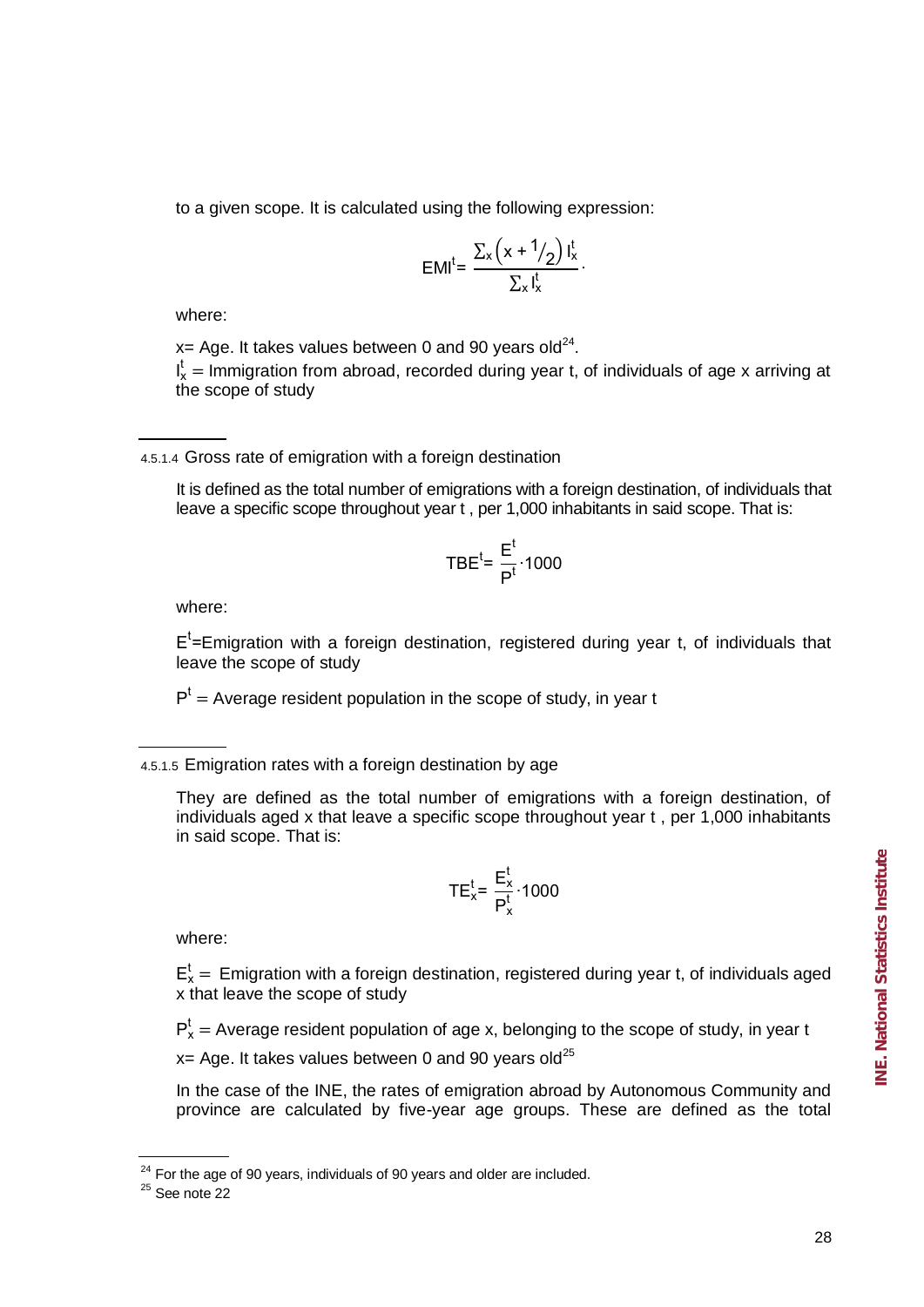to a given scope. It is calculated using the following expression:

$$EMI^t = \frac{\sum_x \left(x + {}^1/_2\right) I_x^t}{\sum_x I_x^t}.$$

where:

x= Age. It takes values between 0 and 90 years old[24].

$I_x^t$ = Immigration from abroad, recorded during year t, of individuals of age x arriving at the scope of study

#### 4.5.1.4 Gross rate of emigration with a foreign destination

It is defined as the total number of emigrations with a foreign destination, of individuals that leave a specific scope throughout year t , per 1,000 inhabitants in said scope. That is:

$$TBE^t = \frac{E^t}{P^t} \cdot 1000$$

where:

$E^t$=Emigration with a foreign destination, registered during year t, of individuals that leave the scope of study

$P^t$ = Average resident population in the scope of study, in year t

#### 4.5.1.5 Emigration rates with a foreign destination by age

They are defined as the total number of emigrations with a foreign destination, of individuals aged x that leave a specific scope throughout year t , per 1,000 inhabitants in said scope. That is:

$$TE_x^t = \frac{E_x^t}{P_x^t} \cdot 1000$$

where:

$E_x^t$ = Emigration with a foreign destination, registered during year t, of individuals aged x that leave the scope of study

$P_x^t$ = Average resident population of age x, belonging to the scope of study, in year t

x= Age. It takes values between 0 and 90 years old[25]

In the case of the INE, the rates of emigration abroad by Autonomous Community and province are calculated by five-year age groups. These are defined as the total

[24] For the age of 90 years, individuals of 90 years and older are included.

[25] See note 22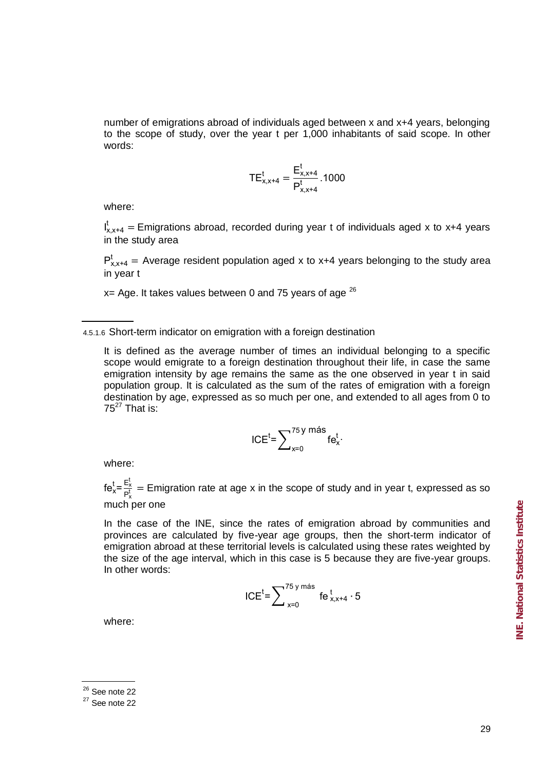number of emigrations abroad of individuals aged between x and x+4 years, belonging to the scope of study, over the year t per 1,000 inhabitants of said scope. In other words:

$$TE^t_{x,x+4} = \frac{E^t_{x,x+4}}{P^t_{x,x+4}}.1000$$

where:

$I^t_{x,x+4}$ = Emigrations abroad, recorded during year t of individuals aged x to x+4 years in the study area

$P^t_{x,x+4}$ = Average resident population aged x to x+4 years belonging to the study area in year t

x= Age. It takes values between 0 and 75 years of age [26]

#### 4.5.1.6 Short-term indicator on emigration with a foreign destination

It is defined as the average number of times an individual belonging to a specific scope would emigrate to a foreign destination throughout their life, in case the same emigration intensity by age remains the same as the one observed in year t in said population group. It is calculated as the sum of the rates of emigration with a foreign destination by age, expressed as so much per one, and extended to all ages from 0 to 75[27] That is:

$$ICE^t = \sum_{x=0}^{75\text{ y más}} fe^t_x.$$

where:

$fe^t_x = \frac{E^t_x}{P^t_x}$ = Emigration rate at age x in the scope of study and in year t, expressed as so much per one

In the case of the INE, since the rates of emigration abroad by communities and provinces are calculated by five-year age groups, then the short-term indicator of emigration abroad at these territorial levels is calculated using these rates weighted by the size of the age interval, which in this case is 5 because they are five-year groups. In other words:

$$ICE^t = \sum_{x=0}^{75\text{ y más}} fe^t_{x,x+4} \cdot 5$$

where:

---

[26] See note 22

[27] See note 22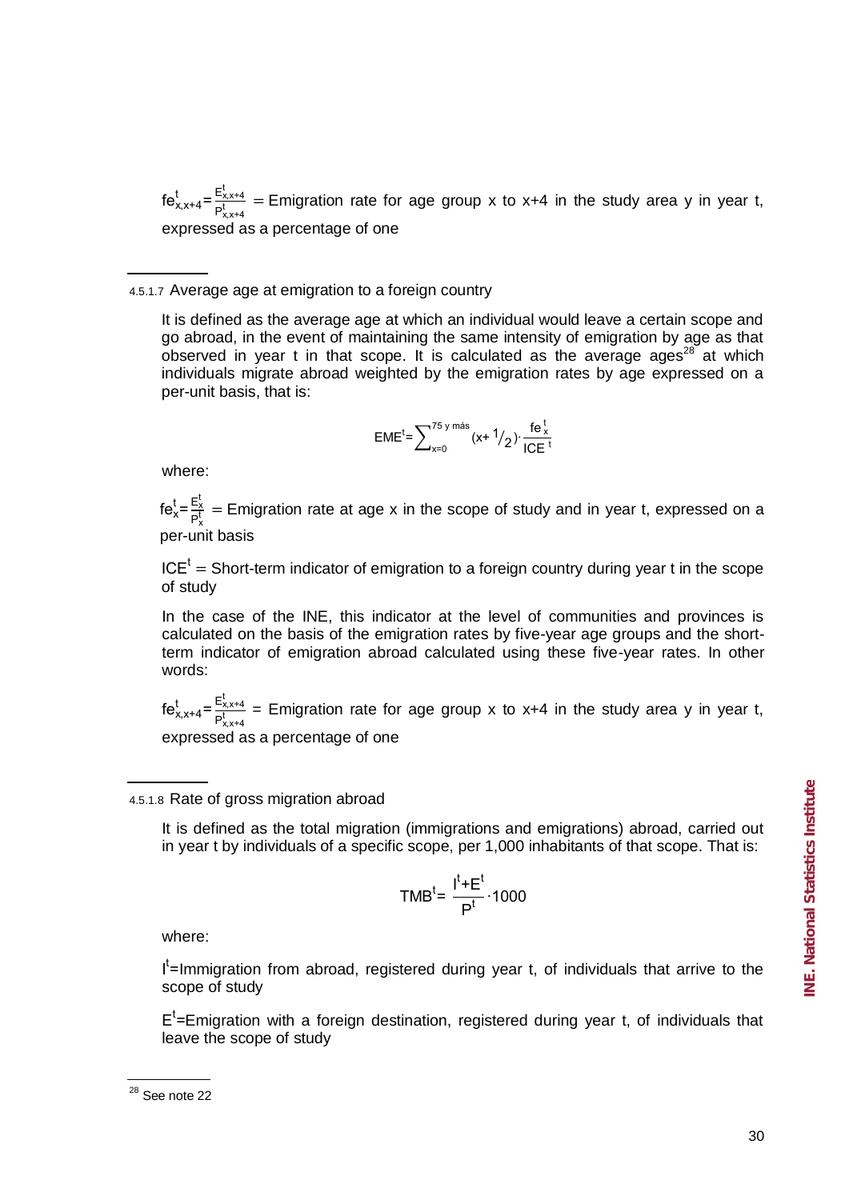$fe^{t}_{x,x+4} = \frac{E^{t}_{x,x+4}}{P^{t}_{x,x+4}}$ = Emigration rate for age group x to x+4 in the study area y in year t, expressed as a percentage of one

#### 4.5.1.7 Average age at emigration to a foreign country

It is defined as the average age at which an individual would leave a certain scope and go abroad, in the event of maintaining the same intensity of emigration by age as that observed in year t in that scope. It is calculated as the average ages[28] at which individuals migrate abroad weighted by the emigration rates by age expressed on a per-unit basis, that is:

$$EME^{t} = \sum_{x=0}^{75 \text{ y más}} (x + 1/2) \cdot \frac{fe^{t}_{x}}{ICE^{t}}$$

where:

$fe^{t}_{x} = \frac{E^{t}_{x}}{P^{t}_{x}}$ = Emigration rate at age x in the scope of study and in year t, expressed on a per-unit basis

$ICE^{t}$ = Short-term indicator of emigration to a foreign country during year t in the scope of study

In the case of the INE, this indicator at the level of communities and provinces is calculated on the basis of the emigration rates by five-year age groups and the short-term indicator of emigration abroad calculated using these five-year rates. In other words:

$fe^{t}_{x,x+4} = \frac{E^{t}_{x,x+4}}{P^{t}_{x,x+4}}$ = Emigration rate for age group x to x+4 in the study area y in year t, expressed as a percentage of one

#### 4.5.1.8 Rate of gross migration abroad

It is defined as the total migration (immigrations and emigrations) abroad, carried out in year t by individuals of a specific scope, per 1,000 inhabitants of that scope. That is:

$$TMB^{t} = \frac{I^{t} + E^{t}}{P^{t}} \cdot 1000$$

where:

$I^{t}$=Immigration from abroad, registered during year t, of individuals that arrive to the scope of study

$E^{t}$=Emigration with a foreign destination, registered during year t, of individuals that leave the scope of study

[28] See note 22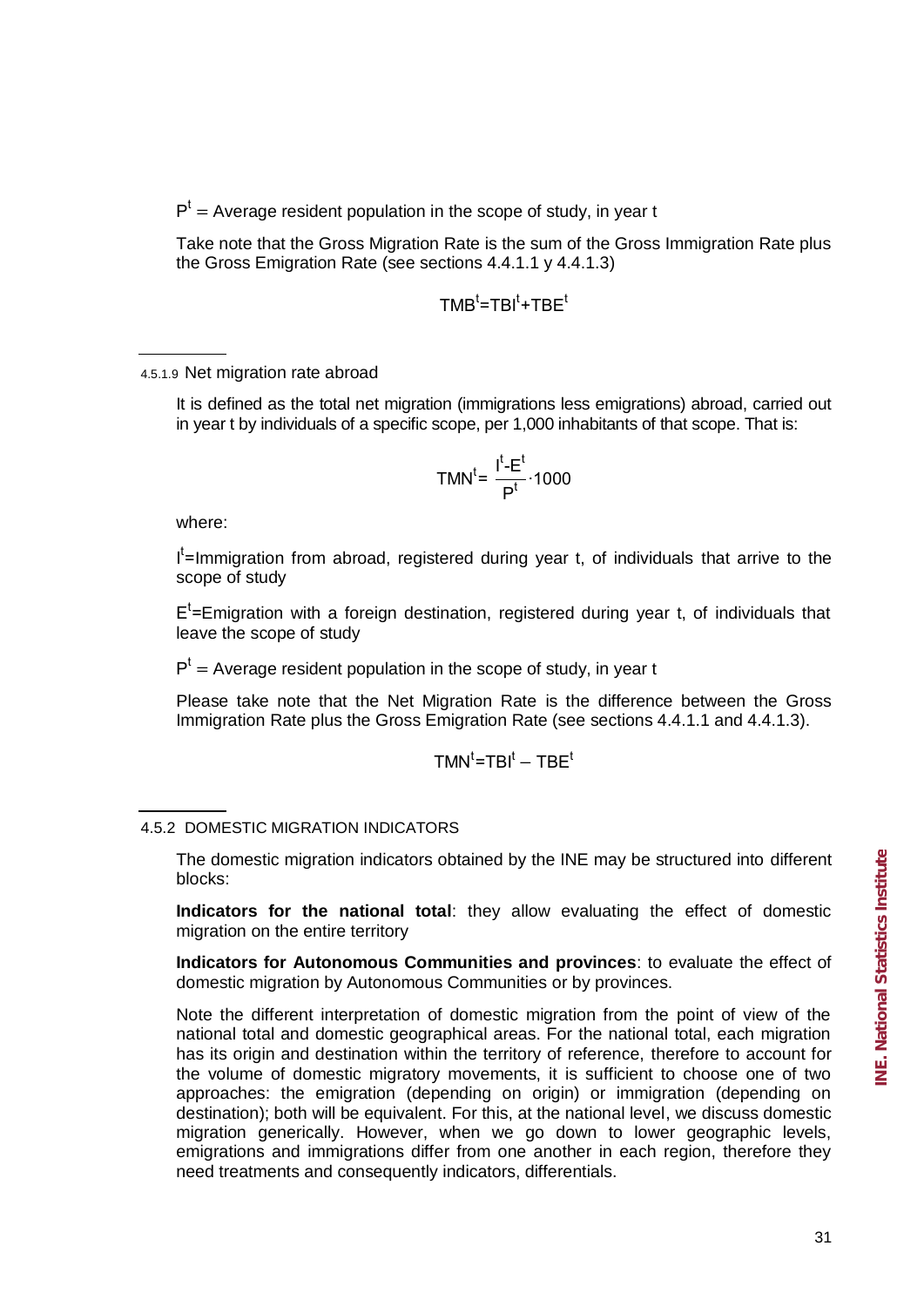$P^t$ = Average resident population in the scope of study, in year t

Take note that the Gross Migration Rate is the sum of the Gross Immigration Rate plus the Gross Emigration Rate (see sections 4.4.1.1 y 4.4.1.3)

$$TMB^t = TBI^t + TBE^t$$

#### 4.5.1.9 Net migration rate abroad

It is defined as the total net migration (immigrations less emigrations) abroad, carried out in year t by individuals of a specific scope, per 1,000 inhabitants of that scope. That is:

$$TMN^t = \frac{I^t - E^t}{P^t} \cdot 1000$$

where:

$I^t$=Immigration from abroad, registered during year t, of individuals that arrive to the scope of study

$E^t$=Emigration with a foreign destination, registered during year t, of individuals that leave the scope of study

$P^t$ = Average resident population in the scope of study, in year t

Please take note that the Net Migration Rate is the difference between the Gross Immigration Rate plus the Gross Emigration Rate (see sections 4.4.1.1 and 4.4.1.3).

$$TMN^t = TBI^t - TBE^t$$

### 4.5.2 DOMESTIC MIGRATION INDICATORS

The domestic migration indicators obtained by the INE may be structured into different blocks:

**Indicators for the national total**: they allow evaluating the effect of domestic migration on the entire territory

**Indicators for Autonomous Communities and provinces**: to evaluate the effect of domestic migration by Autonomous Communities or by provinces.

Note the different interpretation of domestic migration from the point of view of the national total and domestic geographical areas. For the national total, each migration has its origin and destination within the territory of reference, therefore to account for the volume of domestic migratory movements, it is sufficient to choose one of two approaches: the emigration (depending on origin) or immigration (depending on destination); both will be equivalent. For this, at the national level, we discuss domestic migration generically. However, when we go down to lower geographic levels, emigrations and immigrations differ from one another in each region, therefore they need treatments and consequently indicators, differentials.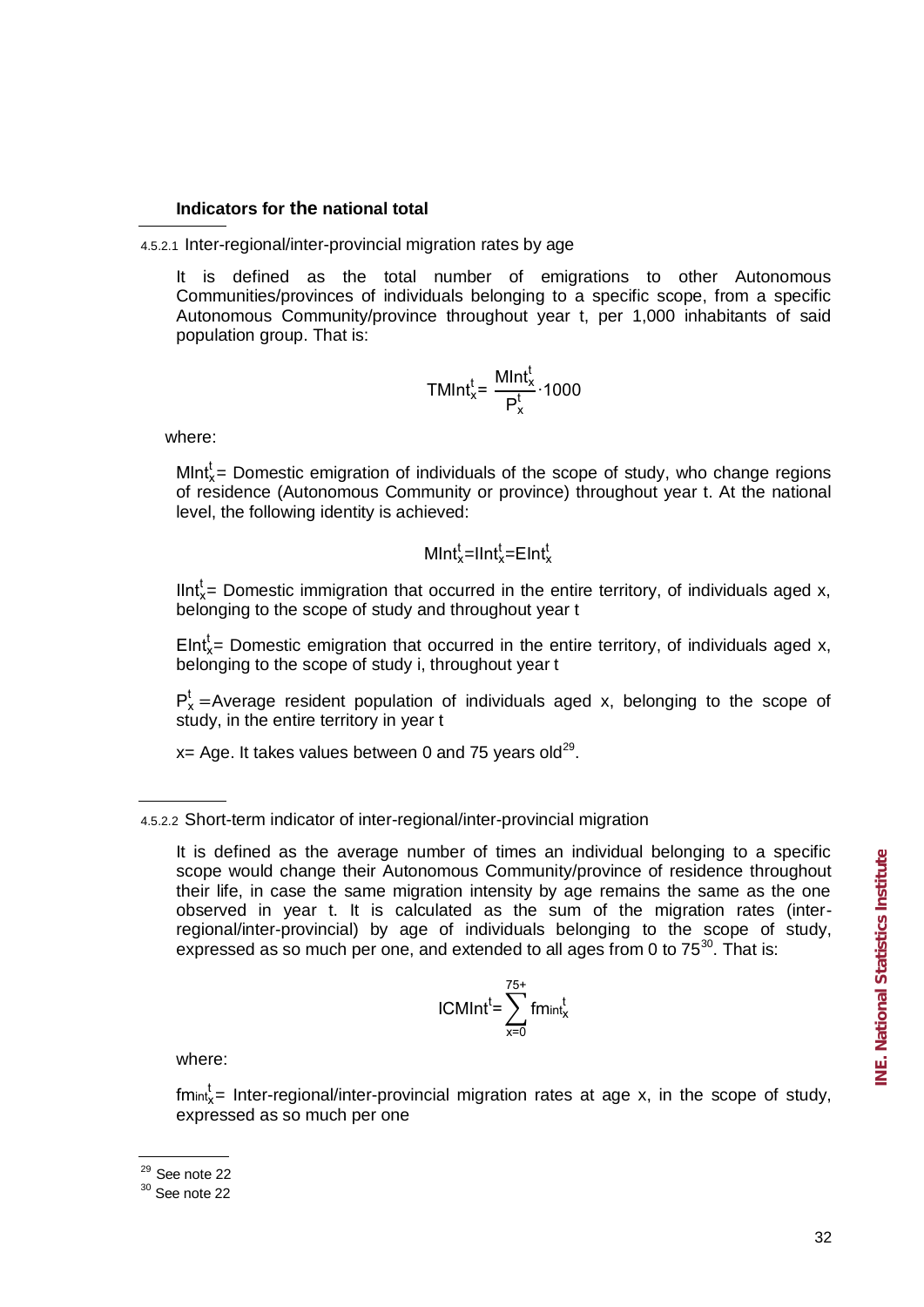**Indicators for the national total**

4.5.2.1 Inter-regional/inter-provincial migration rates by age

It is defined as the total number of emigrations to other Autonomous Communities/provinces of individuals belonging to a specific scope, from a specific Autonomous Community/province throughout year t, per 1,000 inhabitants of said population group. That is:

$$TMInt_x^t = \frac{MInt_x^t}{P_x^t} \cdot 1000$$

where:

$MInt_x^t$ = Domestic emigration of individuals of the scope of study, who change regions of residence (Autonomous Community or province) throughout year t. At the national level, the following identity is achieved:

$$MInt_x^t = IInt_x^t = EInt_x^t$$

$IInt_x^t$ = Domestic immigration that occurred in the entire territory, of individuals aged x, belonging to the scope of study and throughout year t

$EInt_x^t$ = Domestic emigration that occurred in the entire territory, of individuals aged x, belonging to the scope of study i, throughout year t

$P_x^t$ = Average resident population of individuals aged x, belonging to the scope of study, in the entire territory in year t

x= Age. It takes values between 0 and 75 years old[29].

4.5.2.2 Short-term indicator of inter-regional/inter-provincial migration

It is defined as the average number of times an individual belonging to a specific scope would change their Autonomous Community/province of residence throughout their life, in case the same migration intensity by age remains the same as the one observed in year t. It is calculated as the sum of the migration rates (inter-regional/inter-provincial) by age of individuals belonging to the scope of study, expressed as so much per one, and extended to all ages from 0 to 75[30]. That is:

$$ICMInt^t = \sum_{x=0}^{75+} fm_{int_x}^t$$

where:

$fm_{int_x}^t$ = Inter-regional/inter-provincial migration rates at age x, in the scope of study, expressed as so much per one

[29] See note 22

[30] See note 22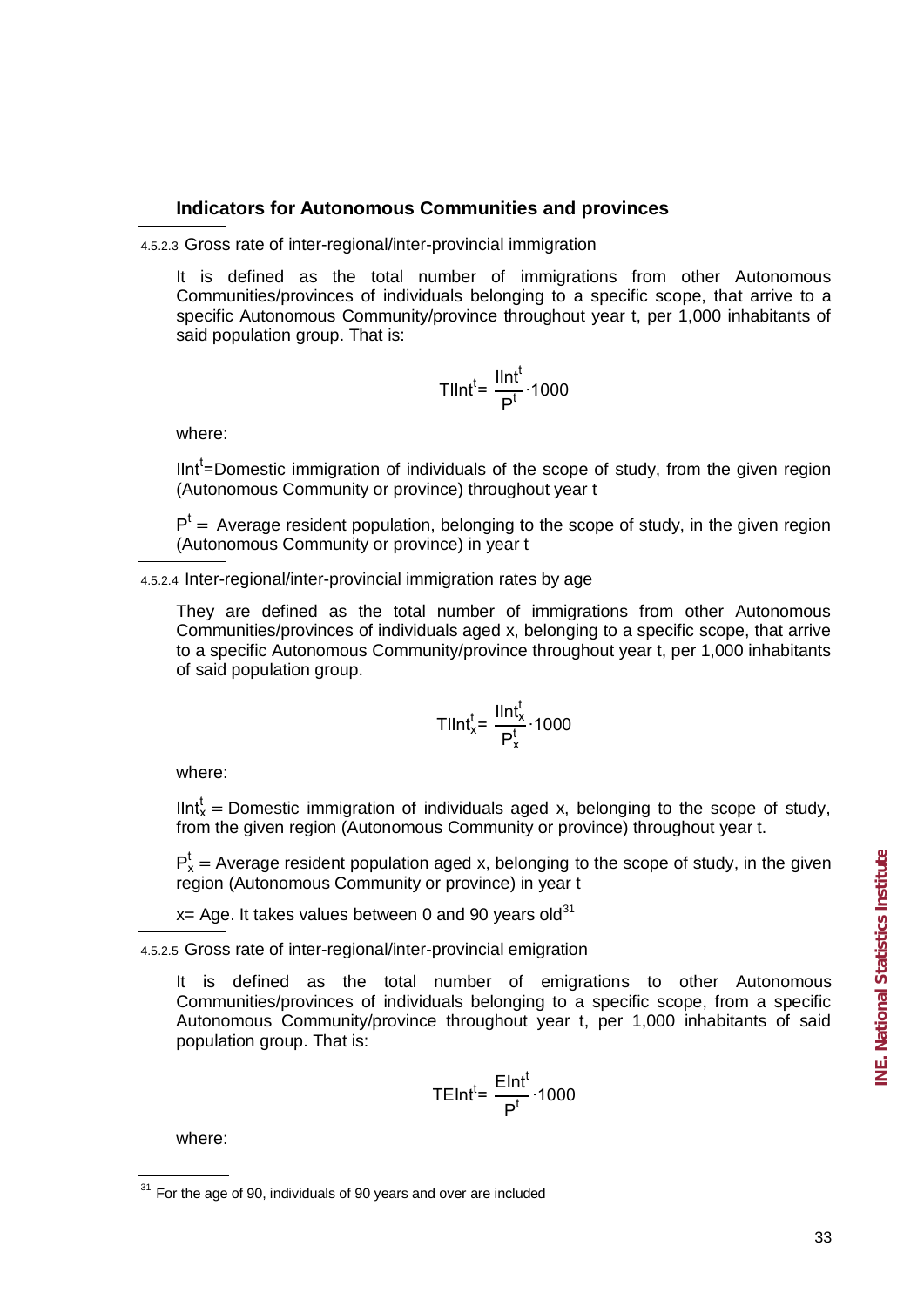### Indicators for Autonomous Communities and provinces

4.5.2.3 Gross rate of inter-regional/inter-provincial immigration

It is defined as the total number of immigrations from other Autonomous Communities/provinces of individuals belonging to a specific scope, that arrive to a specific Autonomous Community/province throughout year t, per 1,000 inhabitants of said population group. That is:

$$TIInt^{t} = \frac{IInt^{t}}{P^{t}} \cdot 1000$$

where:

$IInt^{t}$=Domestic immigration of individuals of the scope of study, from the given region (Autonomous Community or province) throughout year t

$P^{t}$ = Average resident population, belonging to the scope of study, in the given region (Autonomous Community or province) in year t

4.5.2.4 Inter-regional/inter-provincial immigration rates by age

They are defined as the total number of immigrations from other Autonomous Communities/provinces of individuals aged x, belonging to a specific scope, that arrive to a specific Autonomous Community/province throughout year t, per 1,000 inhabitants of said population group.

$$TIInt_{x}^{t} = \frac{IInt_{x}^{t}}{P_{x}^{t}} \cdot 1000$$

where:

$IInt_{x}^{t}$ = Domestic immigration of individuals aged x, belonging to the scope of study, from the given region (Autonomous Community or province) throughout year t.

$P_{x}^{t}$ = Average resident population aged x, belonging to the scope of study, in the given region (Autonomous Community or province) in year t

x= Age. It takes values between 0 and 90 years old[31]

4.5.2.5 Gross rate of inter-regional/inter-provincial emigration

It is defined as the total number of emigrations to other Autonomous Communities/provinces of individuals belonging to a specific scope, from a specific Autonomous Community/province throughout year t, per 1,000 inhabitants of said population group. That is:

$$TEInt^{t} = \frac{EInt^{t}}{P^{t}} \cdot 1000$$

where:

[31] For the age of 90, individuals of 90 years and over are included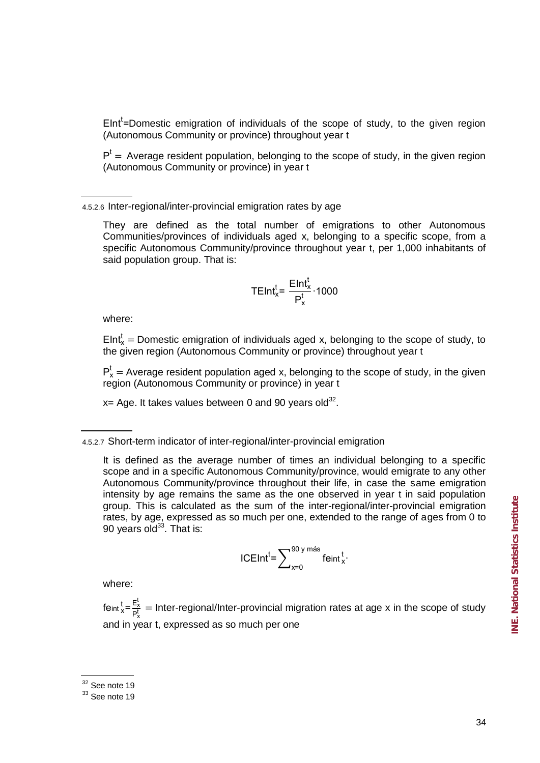$EInt^t$=Domestic emigration of individuals of the scope of study, to the given region (Autonomous Community or province) throughout year t

$P^t$ = Average resident population, belonging to the scope of study, in the given region (Autonomous Community or province) in year t

#### 4.5.2.6 Inter-regional/inter-provincial emigration rates by age

They are defined as the total number of emigrations to other Autonomous Communities/provinces of individuals aged x, belonging to a specific scope, from a specific Autonomous Community/province throughout year t, per 1,000 inhabitants of said population group. That is:

$$TEInt_x^t = \frac{EInt_x^t}{P_x^t} \cdot 1000$$

where:

$EInt_x^t$ = Domestic emigration of individuals aged x, belonging to the scope of study, to the given region (Autonomous Community or province) throughout year t

$P_x^t$ = Average resident population aged x, belonging to the scope of study, in the given region (Autonomous Community or province) in year t

x= Age. It takes values between 0 and 90 years old[32].

#### 4.5.2.7 Short-term indicator of inter-regional/inter-provincial emigration

It is defined as the average number of times an individual belonging to a specific scope and in a specific Autonomous Community/province, would emigrate to any other Autonomous Community/province throughout their life, in case the same emigration intensity by age remains the same as the one observed in year t in said population group. This is calculated as the sum of the inter-regional/inter-provincial emigration rates, by age, expressed as so much per one, extended to the range of ages from 0 to 90 years old[33]. That is:

$$ICEInt^t = \sum_{x=0}^{90 \text{ y más}} feint_x^t \cdot$$

where:

$feint_x^t = \frac{E_x^t}{P_x^t}$ = Inter-regional/Inter-provincial migration rates at age x in the scope of study and in year t, expressed as so much per one

[32] See note 19

[33] See note 19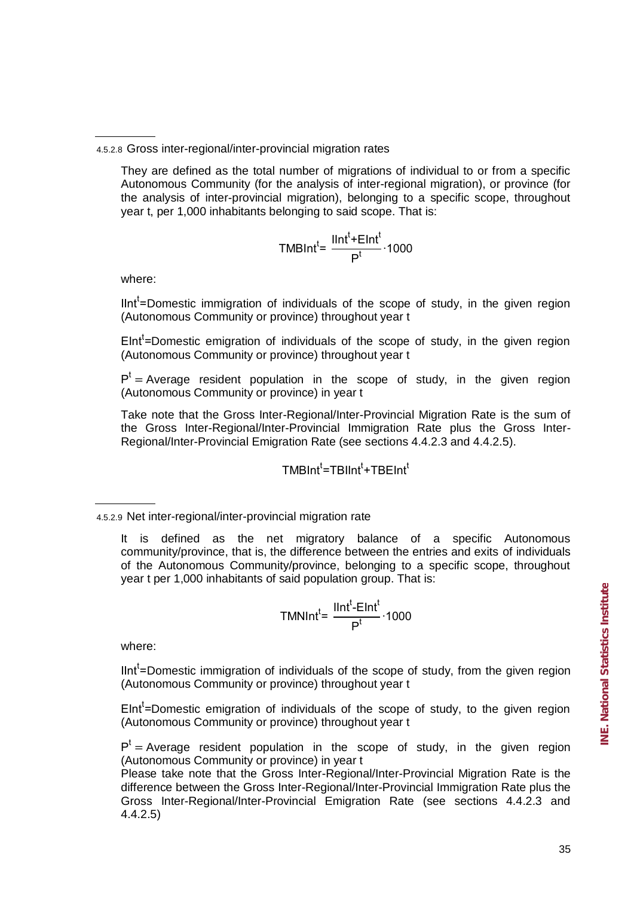#### 4.5.2.8 Gross inter-regional/inter-provincial migration rates

They are defined as the total number of migrations of individual to or from a specific Autonomous Community (for the analysis of inter-regional migration), or province (for the analysis of inter-provincial migration), belonging to a specific scope, throughout year t, per 1,000 inhabitants belonging to said scope. That is:

$$TMBInt^t = \frac{IInt^t + EInt^t}{P^t} \cdot 1000$$

where:

$IInt^t$=Domestic immigration of individuals of the scope of study, in the given region (Autonomous Community or province) throughout year t

$EInt^t$=Domestic emigration of individuals of the scope of study, in the given region (Autonomous Community or province) throughout year t

$P^t$ = Average resident population in the scope of study, in the given region (Autonomous Community or province) in year t

Take note that the Gross Inter-Regional/Inter-Provincial Migration Rate is the sum of the Gross Inter-Regional/Inter-Provincial Immigration Rate plus the Gross Inter-Regional/Inter-Provincial Emigration Rate (see sections 4.4.2.3 and 4.4.2.5).

$$TMBInt^t = TBIInt^t + TBEInt^t$$

#### 4.5.2.9 Net inter-regional/inter-provincial migration rate

It is defined as the net migratory balance of a specific Autonomous community/province, that is, the difference between the entries and exits of individuals of the Autonomous Community/province, belonging to a specific scope, throughout year t per 1,000 inhabitants of said population group. That is:

$$TMNInt^t = \frac{IInt^t - EInt^t}{P^t} \cdot 1000$$

where:

$IInt^t$=Domestic immigration of individuals of the scope of study, from the given region (Autonomous Community or province) throughout year t

$EInt^t$=Domestic emigration of individuals of the scope of study, to the given region (Autonomous Community or province) throughout year t

$P^t$ = Average resident population in the scope of study, in the given region (Autonomous Community or province) in year t

Please take note that the Gross Inter-Regional/Inter-Provincial Migration Rate is the difference between the Gross Inter-Regional/Inter-Provincial Immigration Rate plus the Gross Inter-Regional/Inter-Provincial Emigration Rate (see sections 4.4.2.3 and 4.4.2.5)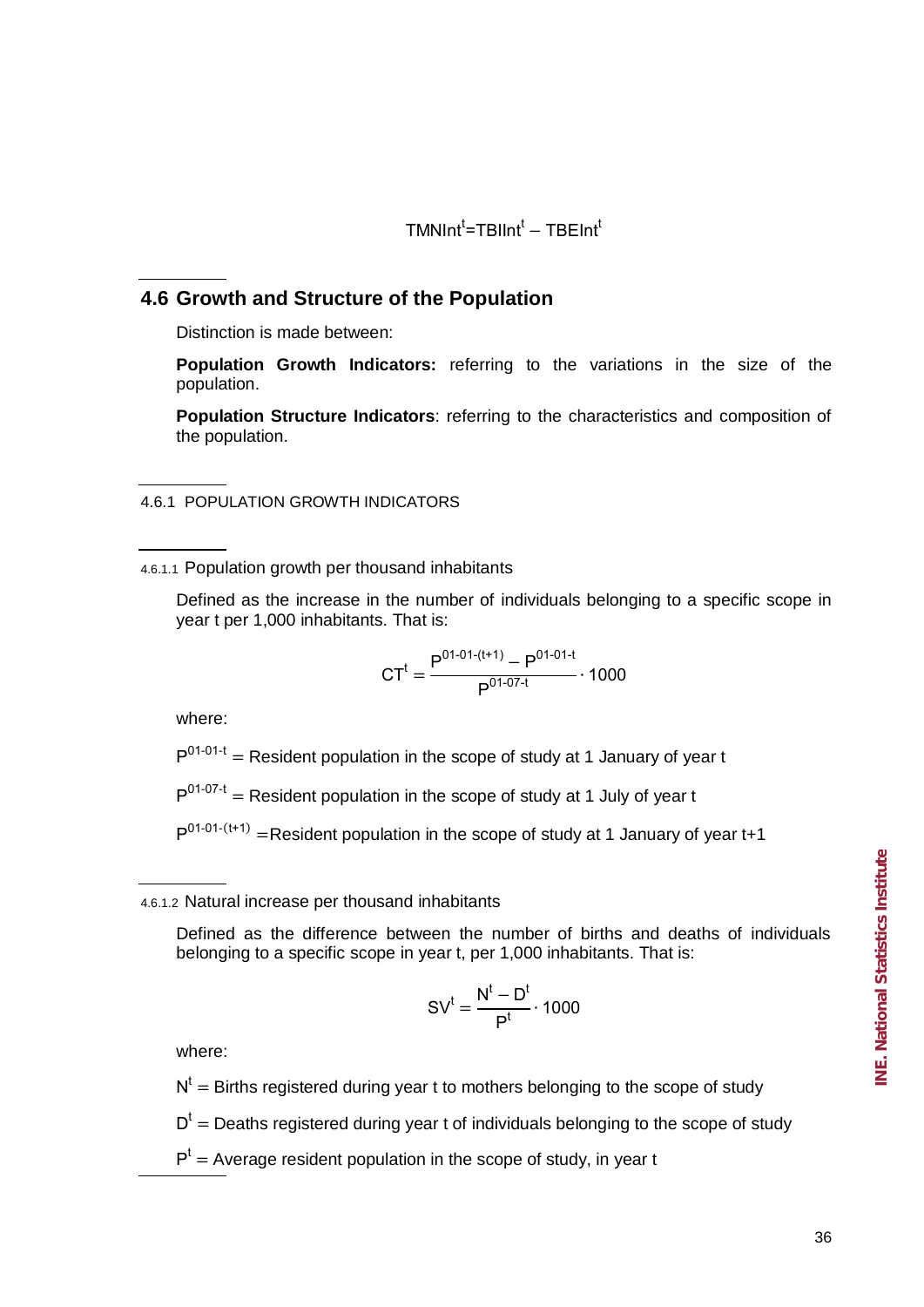$$TMNInt^{t} = TBIInt^{t} - TBEInt^{t}$$

## 4.6 Growth and Structure of the Population

Distinction is made between:

**Population Growth Indicators:** referring to the variations in the size of the population.

**Population Structure Indicators**: referring to the characteristics and composition of the population.

### 4.6.1 POPULATION GROWTH INDICATORS

#### 4.6.1.1 Population growth per thousand inhabitants

Defined as the increase in the number of individuals belonging to a specific scope in year t per 1,000 inhabitants. That is:

$$CT^{t} = \frac{P^{01\text{-}01\text{-}(t+1)} - P^{01\text{-}01\text{-}t}}{P^{01\text{-}07\text{-}t}} \cdot 1000$$

where:

$P^{01\text{-}01\text{-}t}$ = Resident population in the scope of study at 1 January of year t

$P^{01\text{-}07\text{-}t}$ = Resident population in the scope of study at 1 July of year t

$P^{01\text{-}01\text{-}(t+1)}$ = Resident population in the scope of study at 1 January of year t+1

#### 4.6.1.2 Natural increase per thousand inhabitants

Defined as the difference between the number of births and deaths of individuals belonging to a specific scope in year t, per 1,000 inhabitants. That is:

$$SV^{t} = \frac{N^{t} - D^{t}}{P^{t}} \cdot 1000$$

where:

$N^{t}$ = Births registered during year t to mothers belonging to the scope of study

$D^{t}$ = Deaths registered during year t of individuals belonging to the scope of study

$P^{t}$ = Average resident population in the scope of study, in year t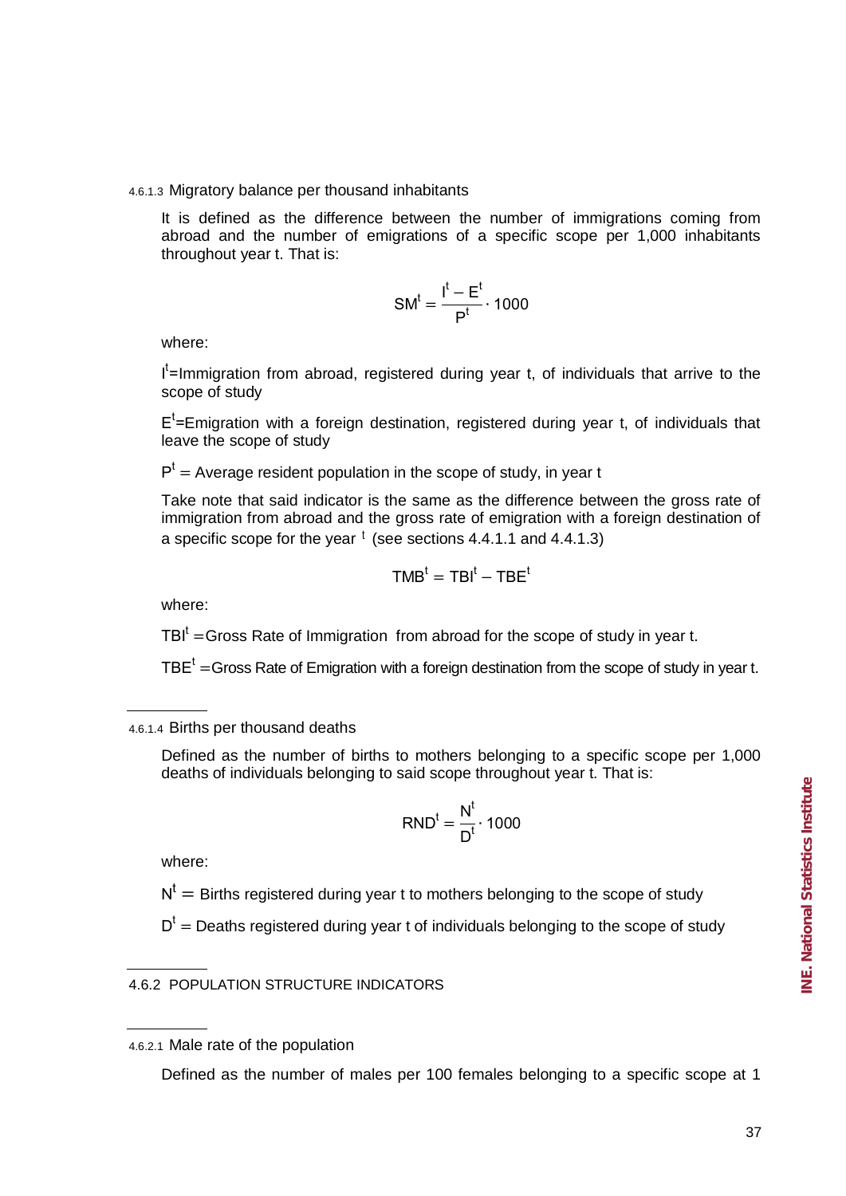#### 4.6.1.3 Migratory balance per thousand inhabitants

It is defined as the difference between the number of immigrations coming from abroad and the number of emigrations of a specific scope per 1,000 inhabitants throughout year t. That is:

$$SM^t = \frac{I^t - E^t}{P^t} \cdot 1000$$

where:

$I^t$=Immigration from abroad, registered during year t, of individuals that arrive to the scope of study

$E^t$=Emigration with a foreign destination, registered during year t, of individuals that leave the scope of study

$P^t$ = Average resident population in the scope of study, in year t

Take note that said indicator is the same as the difference between the gross rate of immigration from abroad and the gross rate of emigration with a foreign destination of a specific scope for the year $^t$ (see sections 4.4.1.1 and 4.4.1.3)

$$TMB^t = TBI^t - TBE^t$$

where:

$TBI^t$ =Gross Rate of Immigration from abroad for the scope of study in year t.

$TBE^t$ =Gross Rate of Emigration with a foreign destination from the scope of study in year t.

#### 4.6.1.4 Births per thousand deaths

Defined as the number of births to mothers belonging to a specific scope per 1,000 deaths of individuals belonging to said scope throughout year t. That is:

$$RND^t = \frac{N^t}{D^t} \cdot 1000$$

where:

$N^t$ = Births registered during year t to mothers belonging to the scope of study

$D^t$ = Deaths registered during year t of individuals belonging to the scope of study

### 4.6.2 POPULATION STRUCTURE INDICATORS

#### 4.6.2.1 Male rate of the population

Defined as the number of males per 100 females belonging to a specific scope at 1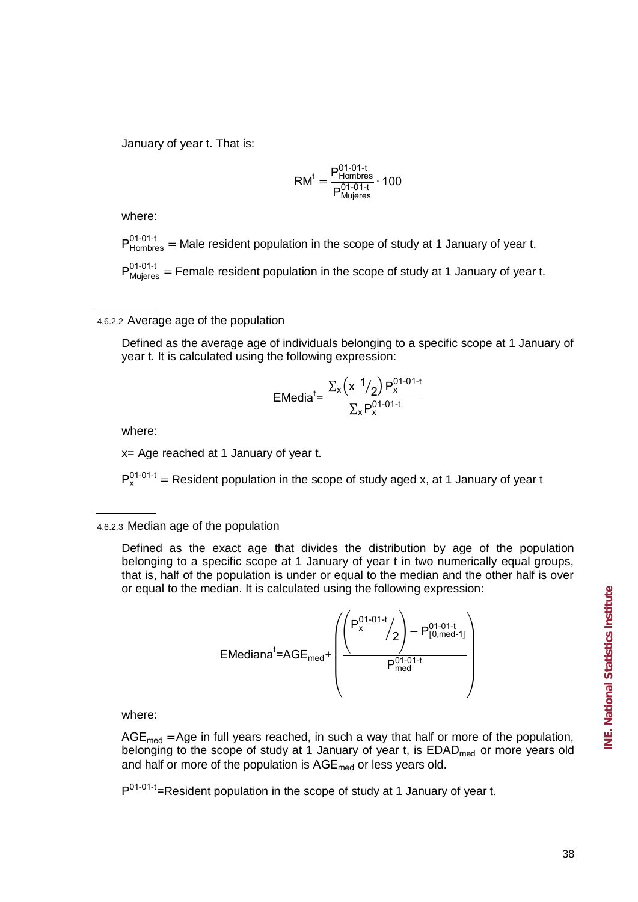January of year t. That is:

$$RM^{t} = \frac{P^{01\text{-}01\text{-}t}_{Hombres}}{P^{01\text{-}01\text{-}t}_{Mujeres}} \cdot 100$$

where:

$P^{01\text{-}01\text{-}t}_{Hombres}$ = Male resident population in the scope of study at 1 January of year t.

$P^{01\text{-}01\text{-}t}_{Mujeres}$ = Female resident population in the scope of study at 1 January of year t.

#### 4.6.2.2 Average age of the population

Defined as the average age of individuals belonging to a specific scope at 1 January of year t. It is calculated using the following expression:

$$EMedia^{t}= \frac{\sum_x \left(x \ {}^{1}\!/_{2}\right) P_x^{01\text{-}01\text{-}t}}{\sum_x P_x^{01\text{-}01\text{-}t}}$$

where:

x= Age reached at 1 January of year t.

$P_x^{01\text{-}01\text{-}t}$ = Resident population in the scope of study aged x, at 1 January of year t

#### 4.6.2.3 Median age of the population

Defined as the exact age that divides the distribution by age of the population belonging to a specific scope at 1 January of year t in two numerically equal groups, that is, half of the population is under or equal to the median and the other half is over or equal to the median. It is calculated using the following expression:

$$EMediana^{t}=AGE_{med}+\left(\frac{\left(P_x^{01\text{-}01\text{-}t}/_{2}\right)-P^{01\text{-}01\text{-}t}_{[0,med\text{-}1]}}{P^{01\text{-}01\text{-}t}_{med}}\right)$$

where:

$AGE_{med}$ =Age in full years reached, in such a way that half or more of the population, belonging to the scope of study at 1 January of year t, is $EDAD_{med}$ or more years old and half or more of the population is $AGE_{med}$ or less years old.

$P^{01\text{-}01\text{-}t}$=Resident population in the scope of study at 1 January of year t.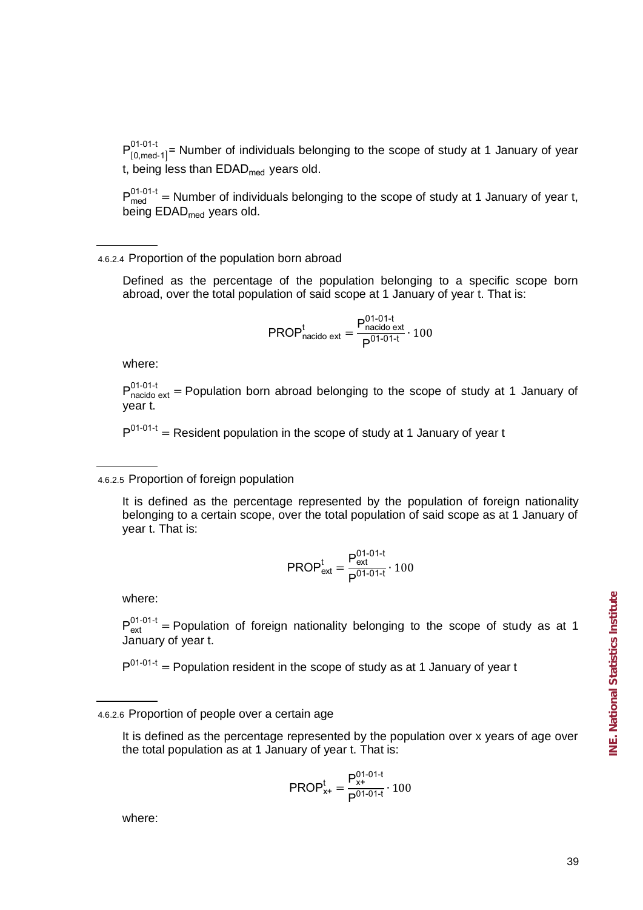$P^{01\text{-}01\text{-}t}_{[0,med\text{-}1]}$ = Number of individuals belonging to the scope of study at 1 January of year t, being less than $EDAD_{med}$ years old.

$P^{01\text{-}01\text{-}t}_{med}$ = Number of individuals belonging to the scope of study at 1 January of year t, being $EDAD_{med}$ years old.

#### 4.6.2.4 Proportion of the population born abroad

Defined as the percentage of the population belonging to a specific scope born abroad, over the total population of said scope at 1 January of year t. That is:

$$PROP^{t}_{nacido\ ext} = \frac{P^{01\text{-}01\text{-}t}_{nacido\ ext}}{P^{01\text{-}01\text{-}t}} \cdot 100$$

where:

$P^{01\text{-}01\text{-}t}_{nacido\ ext}$ = Population born abroad belonging to the scope of study at 1 January of year t.

$P^{01\text{-}01\text{-}t}$ = Resident population in the scope of study at 1 January of year t

#### 4.6.2.5 Proportion of foreign population

It is defined as the percentage represented by the population of foreign nationality belonging to a certain scope, over the total population of said scope as at 1 January of year t. That is:

$$PROP^{t}_{ext} = \frac{P^{01\text{-}01\text{-}t}_{ext}}{P^{01\text{-}01\text{-}t}} \cdot 100$$

where:

$P^{01\text{-}01\text{-}t}_{ext}$ = Population of foreign nationality belonging to the scope of study as at 1 January of year t.

$P^{01\text{-}01\text{-}t}$ = Population resident in the scope of study as at 1 January of year t

#### 4.6.2.6 Proportion of people over a certain age

It is defined as the percentage represented by the population over x years of age over the total population as at 1 January of year t. That is:

$$PROP^{t}_{x+} = \frac{P^{01\text{-}01\text{-}t}_{x+}}{P^{01\text{-}01\text{-}t}} \cdot 100$$

where: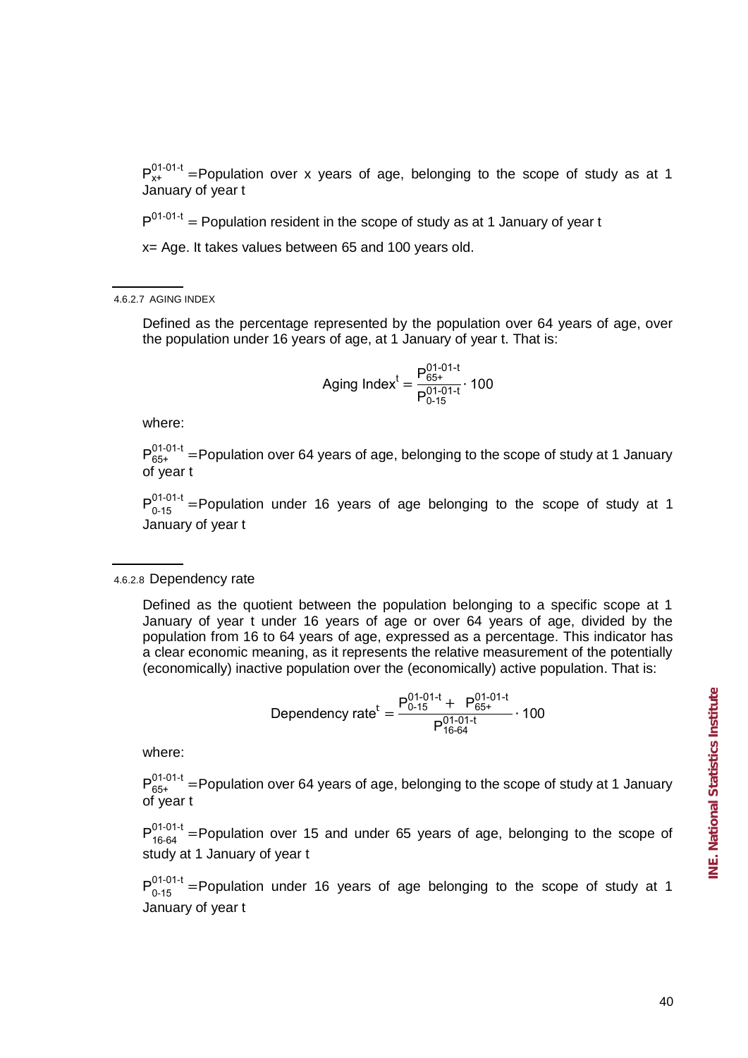$P_{x+}^{01\text{-}01\text{-}t}$ = Population over x years of age, belonging to the scope of study as at 1 January of year t

$P^{01\text{-}01\text{-}t}$ = Population resident in the scope of study as at 1 January of year t

x= Age. It takes values between 65 and 100 years old.

#### 4.6.2.7 AGING INDEX

Defined as the percentage represented by the population over 64 years of age, over the population under 16 years of age, at 1 January of year t. That is:

$$\text{Aging Index}^t = \frac{P_{65+}^{01\text{-}01\text{-}t}}{P_{0\text{-}15}^{01\text{-}01\text{-}t}} \cdot 100$$

where:

$P_{65+}^{01\text{-}01\text{-}t}$ = Population over 64 years of age, belonging to the scope of study at 1 January of year t

$P_{0\text{-}15}^{01\text{-}01\text{-}t}$ = Population under 16 years of age belonging to the scope of study at 1 January of year t

#### 4.6.2.8 Dependency rate

Defined as the quotient between the population belonging to a specific scope at 1 January of year t under 16 years of age or over 64 years of age, divided by the population from 16 to 64 years of age, expressed as a percentage. This indicator has a clear economic meaning, as it represents the relative measurement of the potentially (economically) inactive population over the (economically) active population. That is:

$$\text{Dependency rate}^t = \frac{P_{0\text{-}15}^{01\text{-}01\text{-}t} + P_{65+}^{01\text{-}01\text{-}t}}{P_{16\text{-}64}^{01\text{-}01\text{-}t}} \cdot 100$$

where:

$P_{65+}^{01\text{-}01\text{-}t}$ = Population over 64 years of age, belonging to the scope of study at 1 January of year t

$P_{16\text{-}64}^{01\text{-}01\text{-}t}$ = Population over 15 and under 65 years of age, belonging to the scope of study at 1 January of year t

$P_{0\text{-}15}^{01\text{-}01\text{-}t}$ = Population under 16 years of age belonging to the scope of study at 1 January of year t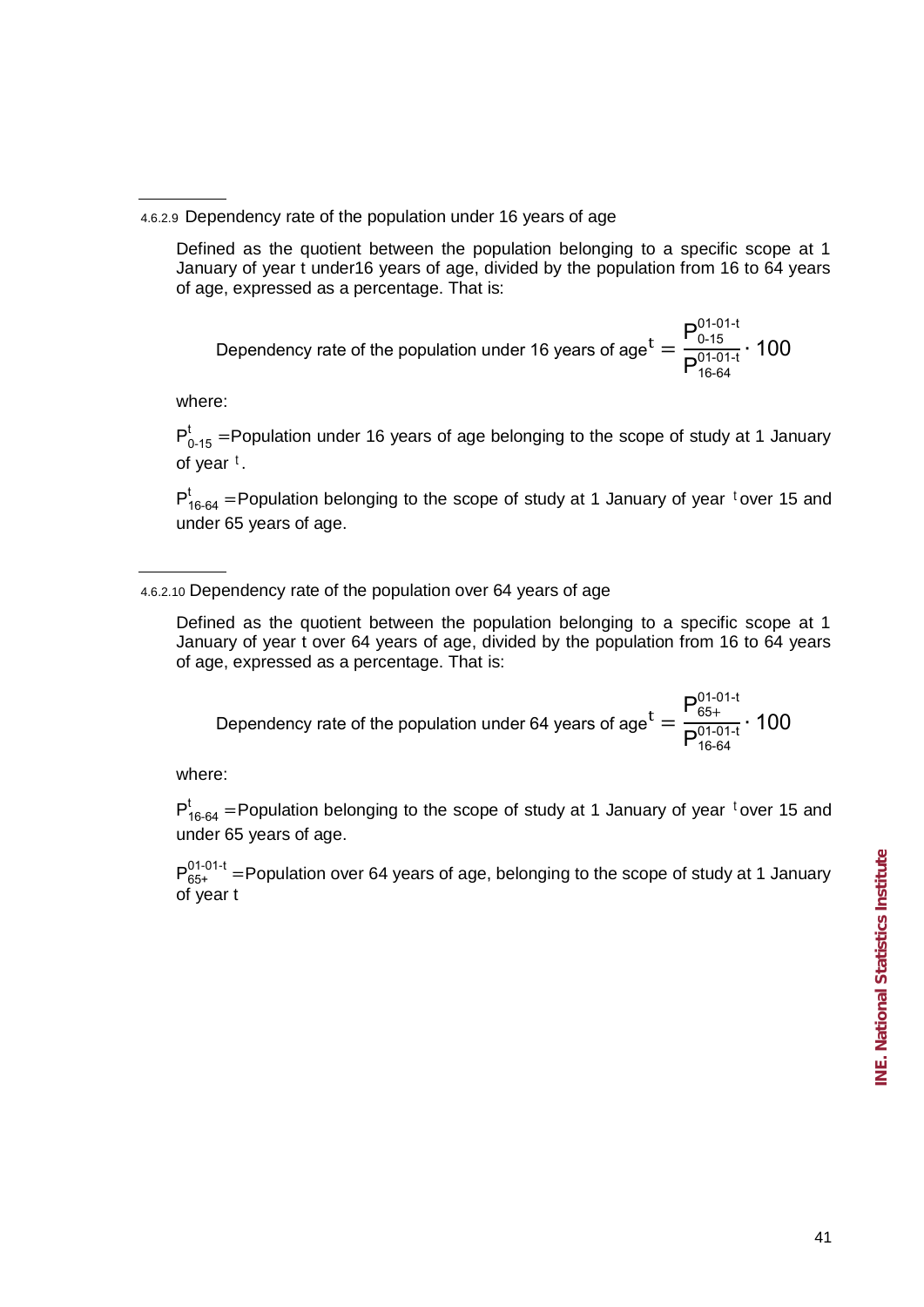### 4.6.2.9 Dependency rate of the population under 16 years of age

Defined as the quotient between the population belonging to a specific scope at 1 January of year t under16 years of age, divided by the population from 16 to 64 years of age, expressed as a percentage. That is:

$$\text{Dependency rate of the population under 16 years of age}^{t} = \frac{P_{0\text{-}15}^{01\text{-}01\text{-}t}}{P_{16\text{-}64}^{01\text{-}01\text{-}t}} \cdot 100$$

where:

$P_{0\text{-}15}^{t}$ = Population under 16 years of age belonging to the scope of study at 1 January of year $t$.

$P_{16\text{-}64}^{t}$ = Population belonging to the scope of study at 1 January of year $t$ over 15 and under 65 years of age.

### 4.6.2.10 Dependency rate of the population over 64 years of age

Defined as the quotient between the population belonging to a specific scope at 1 January of year t over 64 years of age, divided by the population from 16 to 64 years of age, expressed as a percentage. That is:

$$\text{Dependency rate of the population under 64 years of age}^{t} = \frac{P_{65+}^{01\text{-}01\text{-}t}}{P_{16\text{-}64}^{01\text{-}01\text{-}t}} \cdot 100$$

where:

$P_{16\text{-}64}^{t}$ = Population belonging to the scope of study at 1 January of year $t$ over 15 and under 65 years of age.

$P_{65+}^{01\text{-}01\text{-}t}$ = Population over 64 years of age, belonging to the scope of study at 1 January of year t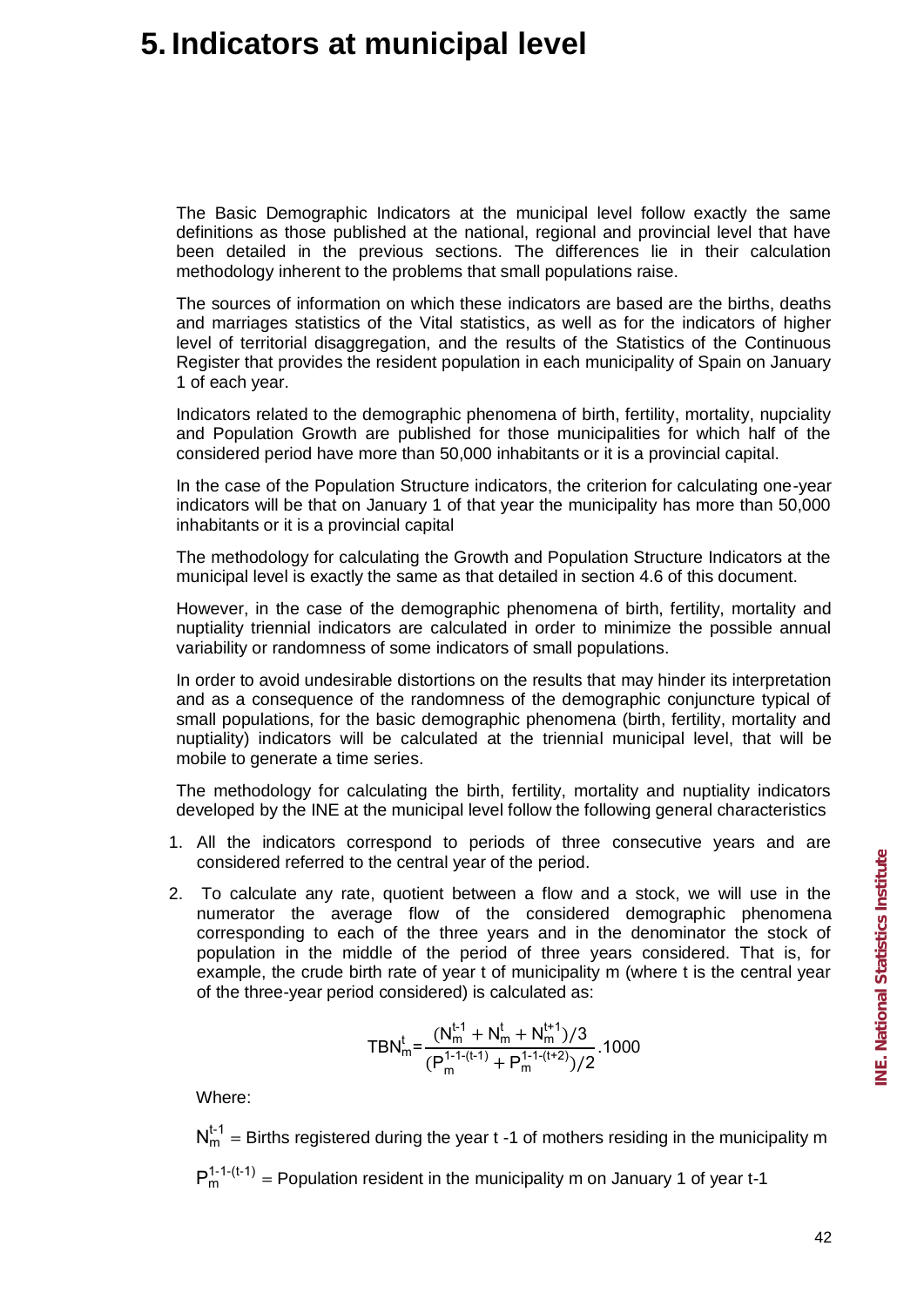# 5. Indicators at municipal level

The Basic Demographic Indicators at the municipal level follow exactly the same definitions as those published at the national, regional and provincial level that have been detailed in the previous sections. The differences lie in their calculation methodology inherent to the problems that small populations raise.

The sources of information on which these indicators are based are the births, deaths and marriages statistics of the Vital statistics, as well as for the indicators of higher level of territorial disaggregation, and the results of the Statistics of the Continuous Register that provides the resident population in each municipality of Spain on January 1 of each year.

Indicators related to the demographic phenomena of birth, fertility, mortality, nupciality and Population Growth are published for those municipalities for which half of the considered period have more than 50,000 inhabitants or it is a provincial capital.

In the case of the Population Structure indicators, the criterion for calculating one-year indicators will be that on January 1 of that year the municipality has more than 50,000 inhabitants or it is a provincial capital

The methodology for calculating the Growth and Population Structure Indicators at the municipal level is exactly the same as that detailed in section 4.6 of this document.

However, in the case of the demographic phenomena of birth, fertility, mortality and nuptiality triennial indicators are calculated in order to minimize the possible annual variability or randomness of some indicators of small populations.

In order to avoid undesirable distortions on the results that may hinder its interpretation and as a consequence of the randomness of the demographic conjuncture typical of small populations, for the basic demographic phenomena (birth, fertility, mortality and nuptiality) indicators will be calculated at the triennial municipal level, that will be mobile to generate a time series.

The methodology for calculating the birth, fertility, mortality and nuptiality indicators developed by the INE at the municipal level follow the following general characteristics

1. All the indicators correspond to periods of three consecutive years and are considered referred to the central year of the period.
2. To calculate any rate, quotient between a flow and a stock, we will use in the numerator the average flow of the considered demographic phenomena corresponding to each of the three years and in the denominator the stock of population in the middle of the period of three years considered. That is, for example, the crude birth rate of year t of municipality m (where t is the central year of the three-year period considered) is calculated as:

$$TBN_m^t = \frac{(N_m^{t-1} + N_m^t + N_m^{t+1})/3}{(P_m^{1-1-(t-1)} + P_m^{1-1-(t+2)})/2} .1000$$

Where:

$N_m^{t-1}$ = Births registered during the year t -1 of mothers residing in the municipality m

$P_m^{1-1-(t-1)}$ = Population resident in the municipality m on January 1 of year t-1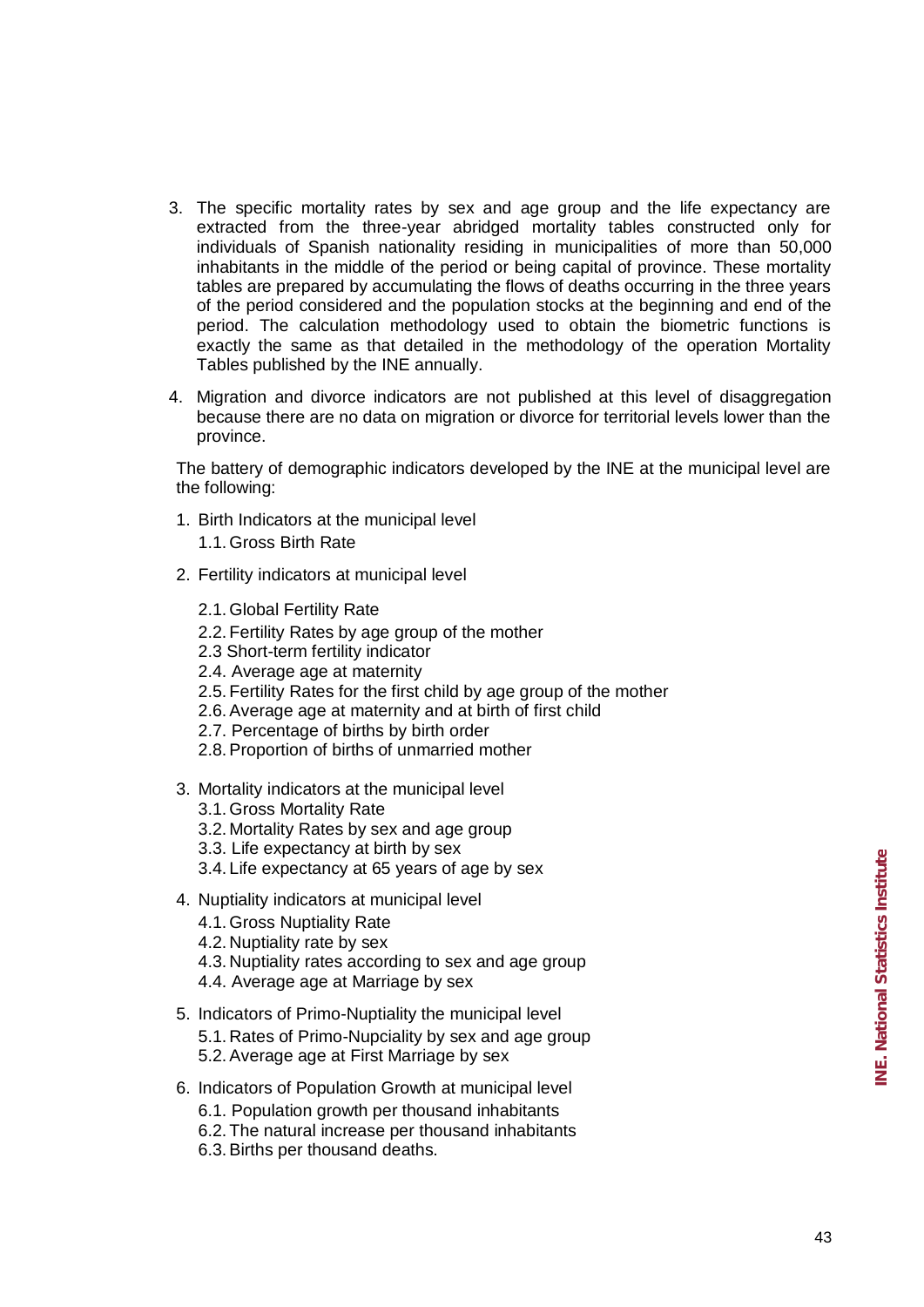3. The specific mortality rates by sex and age group and the life expectancy are extracted from the three-year abridged mortality tables constructed only for individuals of Spanish nationality residing in municipalities of more than 50,000 inhabitants in the middle of the period or being capital of province. These mortality tables are prepared by accumulating the flows of deaths occurring in the three years of the period considered and the population stocks at the beginning and end of the period. The calculation methodology used to obtain the biometric functions is exactly the same as that detailed in the methodology of the operation Mortality Tables published by the INE annually.

4. Migration and divorce indicators are not published at this level of disaggregation because there are no data on migration or divorce for territorial levels lower than the province.

The battery of demographic indicators developed by the INE at the municipal level are the following:

1. Birth Indicators at the municipal level
   - 1.1. Gross Birth Rate
2. Fertility indicators at municipal level
   - 2.1. Global Fertility Rate
   - 2.2. Fertility Rates by age group of the mother
   - 2.3 Short-term fertility indicator
   - 2.4. Average age at maternity
   - 2.5. Fertility Rates for the first child by age group of the mother
   - 2.6. Average age at maternity and at birth of first child
   - 2.7. Percentage of births by birth order
   - 2.8. Proportion of births of unmarried mother
3. Mortality indicators at the municipal level
   - 3.1. Gross Mortality Rate
   - 3.2. Mortality Rates by sex and age group
   - 3.3. Life expectancy at birth by sex
   - 3.4. Life expectancy at 65 years of age by sex
4. Nuptiality indicators at municipal level
   - 4.1. Gross Nuptiality Rate
   - 4.2. Nuptiality rate by sex
   - 4.3. Nuptiality rates according to sex and age group
   - 4.4. Average age at Marriage by sex
5. Indicators of Primo-Nuptiality the municipal level
   - 5.1. Rates of Primo-Nupciality by sex and age group
   - 5.2. Average age at First Marriage by sex
6. Indicators of Population Growth at municipal level
   - 6.1. Population growth per thousand inhabitants
   - 6.2. The natural increase per thousand inhabitants
   - 6.3. Births per thousand deaths.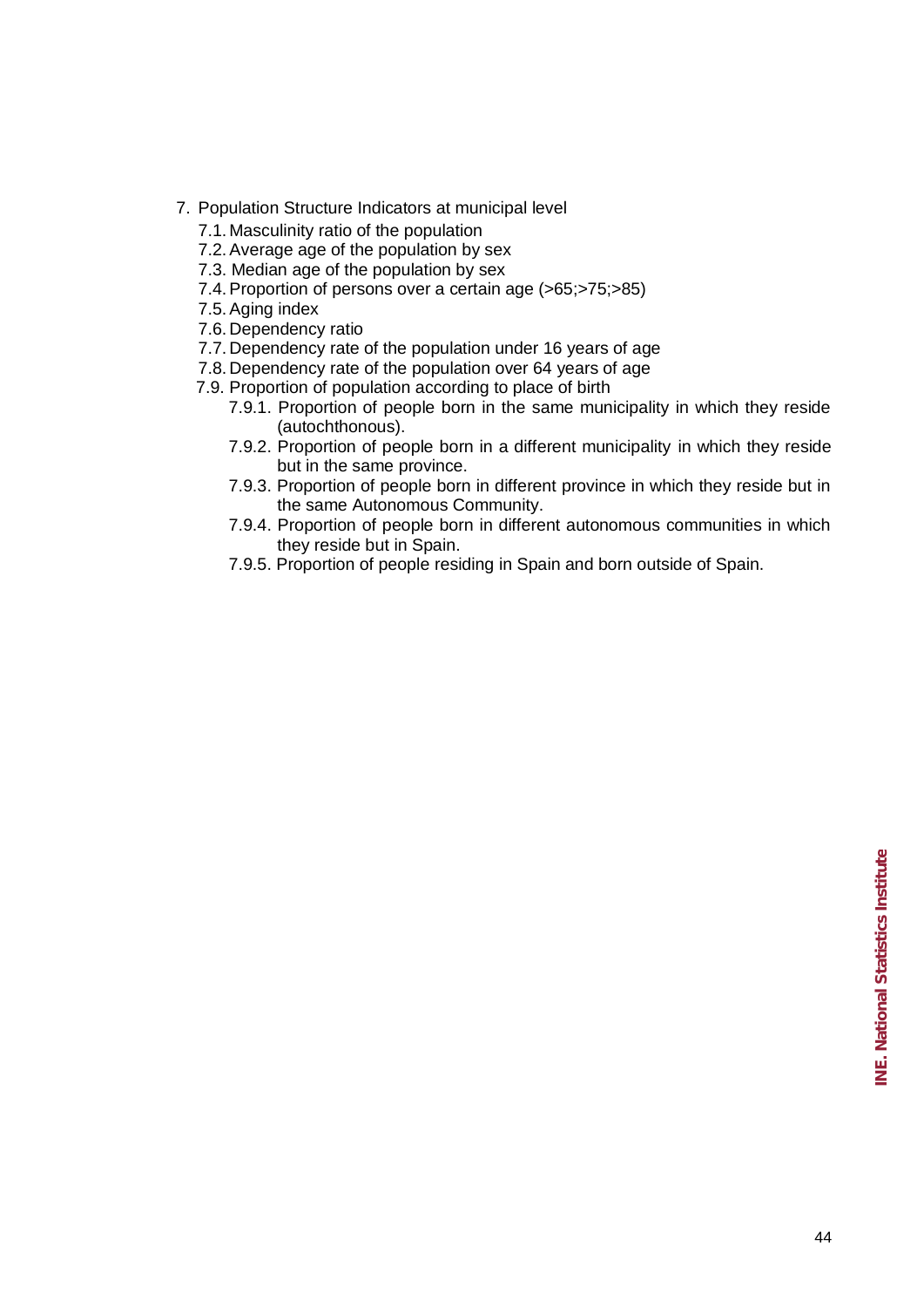7. Population Structure Indicators at municipal level
    7.1. Masculinity ratio of the population
    7.2. Average age of the population by sex
    7.3. Median age of the population by sex
    7.4. Proportion of persons over a certain age (>65;>75;>85)
    7.5. Aging index
    7.6. Dependency ratio
    7.7. Dependency rate of the population under 16 years of age
    7.8. Dependency rate of the population over 64 years of age
    7.9. Proportion of population according to place of birth
        7.9.1. Proportion of people born in the same municipality in which they reside (autochthonous).
        7.9.2. Proportion of people born in a different municipality in which they reside but in the same province.
        7.9.3. Proportion of people born in different province in which they reside but in the same Autonomous Community.
        7.9.4. Proportion of people born in different autonomous communities in which they reside but in Spain.
        7.9.5. Proportion of people residing in Spain and born outside of Spain.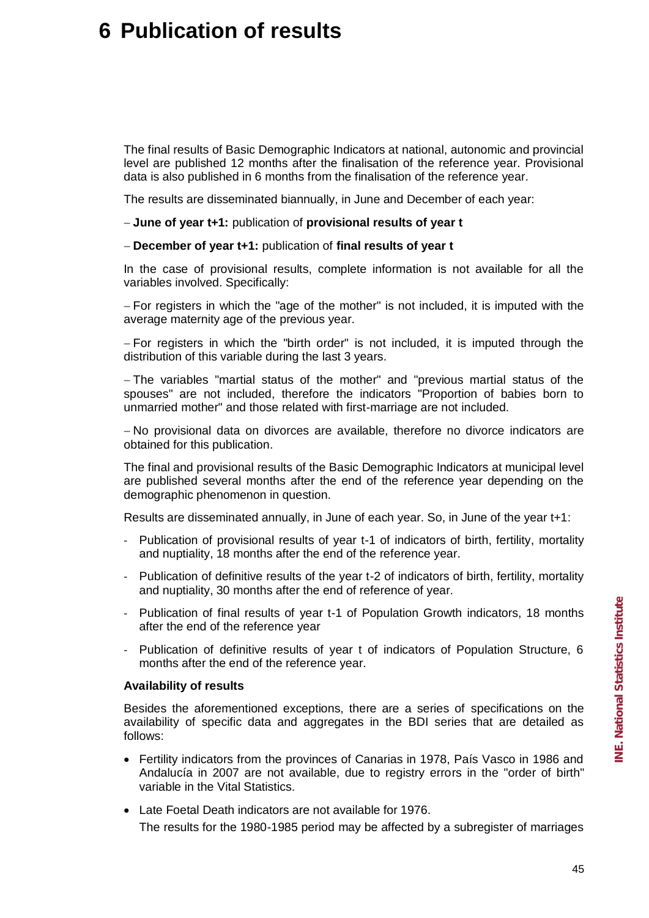# 6 Publication of results

The final results of Basic Demographic Indicators at national, autonomic and provincial level are published 12 months after the finalisation of the reference year. Provisional data is also published in 6 months from the finalisation of the reference year.

The results are disseminated biannually, in June and December of each year:

– **June of year t+1:** publication of **provisional results of year t**

– **December of year t+1:** publication of **final results of year t**

In the case of provisional results, complete information is not available for all the variables involved. Specifically:

– For registers in which the "age of the mother" is not included, it is imputed with the average maternity age of the previous year.

– For registers in which the "birth order" is not included, it is imputed through the distribution of this variable during the last 3 years.

– The variables "martial status of the mother" and "previous martial status of the spouses" are not included, therefore the indicators "Proportion of babies born to unmarried mother" and those related with first-marriage are not included.

– No provisional data on divorces are available, therefore no divorce indicators are obtained for this publication.

The final and provisional results of the Basic Demographic Indicators at municipal level are published several months after the end of the reference year depending on the demographic phenomenon in question.

Results are disseminated annually, in June of each year. So, in June of the year t+1:

- Publication of provisional results of year t-1 of indicators of birth, fertility, mortality and nuptiality, 18 months after the end of the reference year.
- Publication of definitive results of the year t-2 of indicators of birth, fertility, mortality and nuptiality, 30 months after the end of reference of year.
- Publication of final results of year t-1 of Population Growth indicators, 18 months after the end of the reference year
- Publication of definitive results of year t of indicators of Population Structure, 6 months after the end of the reference year.

**Availability of results**

Besides the aforementioned exceptions, there are a series of specifications on the availability of specific data and aggregates in the BDI series that are detailed as follows:

- Fertility indicators from the provinces of Canarias in 1978, País Vasco in 1986 and Andalucía in 2007 are not available, due to registry errors in the "order of birth" variable in the Vital Statistics.
- Late Foetal Death indicators are not available for 1976.

  The results for the 1980-1985 period may be affected by a subregister of marriages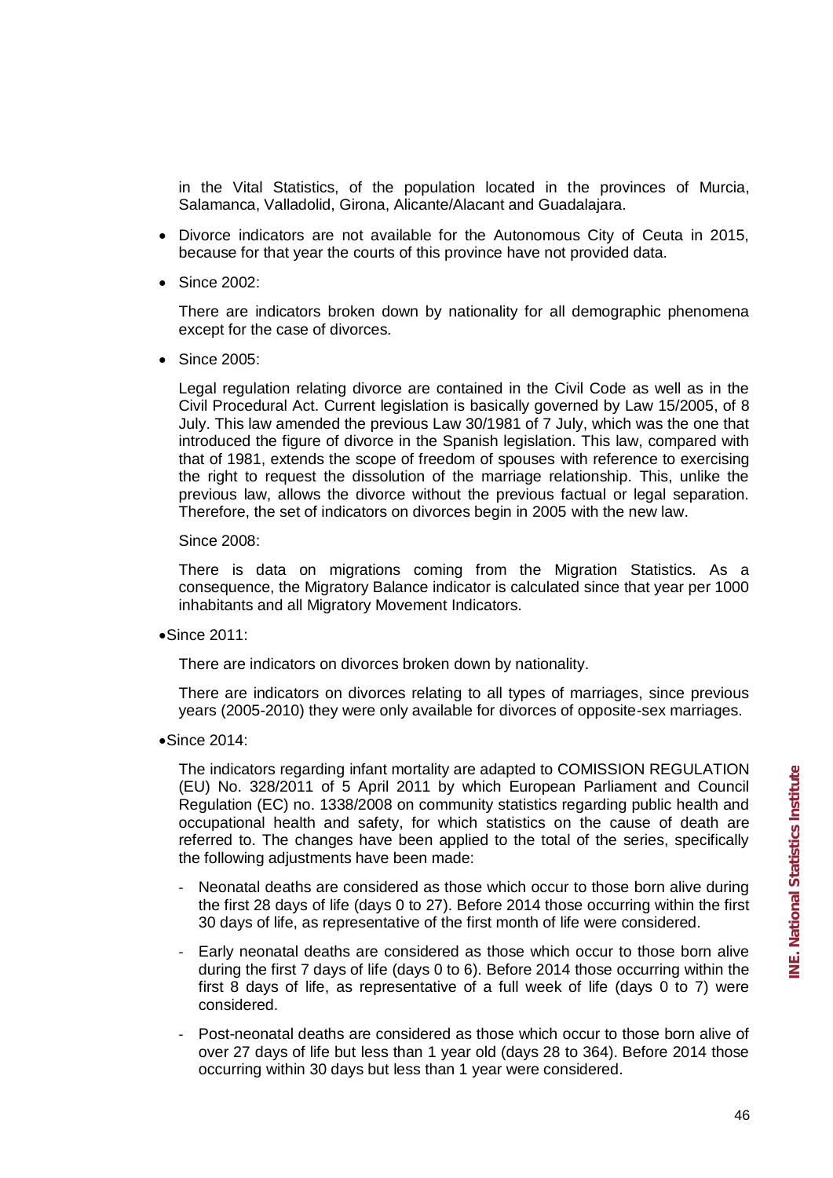in the Vital Statistics, of the population located in the provinces of Murcia, Salamanca, Valladolid, Girona, Alicante/Alacant and Guadalajara.

- Divorce indicators are not available for the Autonomous City of Ceuta in 2015, because for that year the courts of this province have not provided data.

- Since 2002:

  There are indicators broken down by nationality for all demographic phenomena except for the case of divorces.

- Since 2005:

  Legal regulation relating divorce are contained in the Civil Code as well as in the Civil Procedural Act. Current legislation is basically governed by Law 15/2005, of 8 July. This law amended the previous Law 30/1981 of 7 July, which was the one that introduced the figure of divorce in the Spanish legislation. This law, compared with that of 1981, extends the scope of freedom of spouses with reference to exercising the right to request the dissolution of the marriage relationship. This, unlike the previous law, allows the divorce without the previous factual or legal separation. Therefore, the set of indicators on divorces begin in 2005 with the new law.

  Since 2008:

  There is data on migrations coming from the Migration Statistics. As a consequence, the Migratory Balance indicator is calculated since that year per 1000 inhabitants and all Migratory Movement Indicators.

- Since 2011:

  There are indicators on divorces broken down by nationality.

  There are indicators on divorces relating to all types of marriages, since previous years (2005-2010) they were only available for divorces of opposite-sex marriages.

- Since 2014:

  The indicators regarding infant mortality are adapted to COMISSION REGULATION (EU) No. 328/2011 of 5 April 2011 by which European Parliament and Council Regulation (EC) no. 1338/2008 on community statistics regarding public health and occupational health and safety, for which statistics on the cause of death are referred to. The changes have been applied to the total of the series, specifically the following adjustments have been made:

  - Neonatal deaths are considered as those which occur to those born alive during the first 28 days of life (days 0 to 27). Before 2014 those occurring within the first 30 days of life, as representative of the first month of life were considered.
  - Early neonatal deaths are considered as those which occur to those born alive during the first 7 days of life (days 0 to 6). Before 2014 those occurring within the first 8 days of life, as representative of a full week of life (days 0 to 7) were considered.
  - Post-neonatal deaths are considered as those which occur to those born alive of over 27 days of life but less than 1 year old (days 28 to 364). Before 2014 those occurring within 30 days but less than 1 year were considered.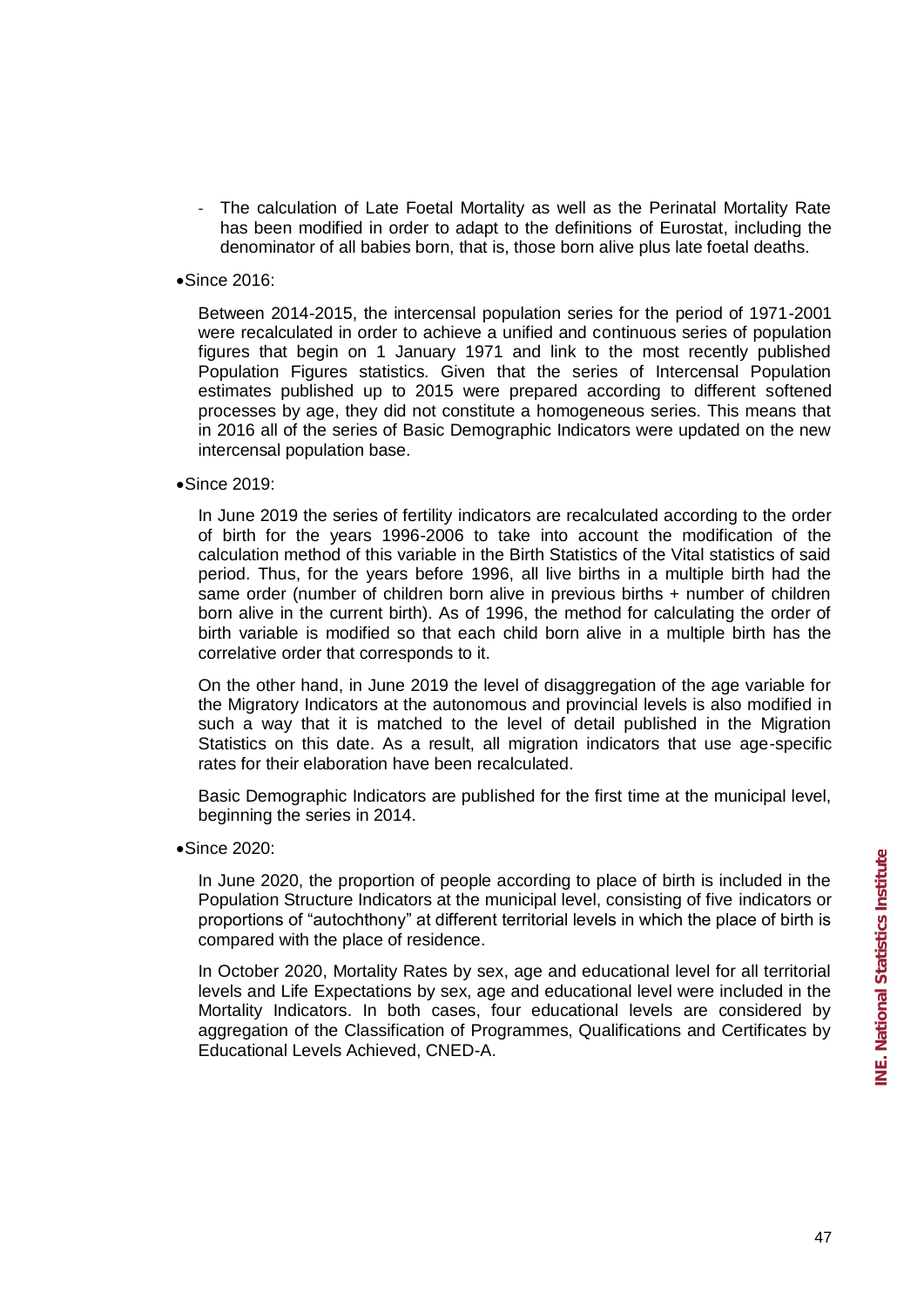- The calculation of Late Foetal Mortality as well as the Perinatal Mortality Rate has been modified in order to adapt to the definitions of Eurostat, including the denominator of all babies born, that is, those born alive plus late foetal deaths.

- Since 2016:

  Between 2014-2015, the intercensal population series for the period of 1971-2001 were recalculated in order to achieve a unified and continuous series of population figures that begin on 1 January 1971 and link to the most recently published Population Figures statistics. Given that the series of Intercensal Population estimates published up to 2015 were prepared according to different softened processes by age, they did not constitute a homogeneous series. This means that in 2016 all of the series of Basic Demographic Indicators were updated on the new intercensal population base.

- Since 2019:

  In June 2019 the series of fertility indicators are recalculated according to the order of birth for the years 1996-2006 to take into account the modification of the calculation method of this variable in the Birth Statistics of the Vital statistics of said period. Thus, for the years before 1996, all live births in a multiple birth had the same order (number of children born alive in previous births + number of children born alive in the current birth). As of 1996, the method for calculating the order of birth variable is modified so that each child born alive in a multiple birth has the correlative order that corresponds to it.

  On the other hand, in June 2019 the level of disaggregation of the age variable for the Migratory Indicators at the autonomous and provincial levels is also modified in such a way that it is matched to the level of detail published in the Migration Statistics on this date. As a result, all migration indicators that use age-specific rates for their elaboration have been recalculated.

  Basic Demographic Indicators are published for the first time at the municipal level, beginning the series in 2014.

- Since 2020:

  In June 2020, the proportion of people according to place of birth is included in the Population Structure Indicators at the municipal level, consisting of five indicators or proportions of "autochthony" at different territorial levels in which the place of birth is compared with the place of residence.

  In October 2020, Mortality Rates by sex, age and educational level for all territorial levels and Life Expectations by sex, age and educational level were included in the Mortality Indicators. In both cases, four educational levels are considered by aggregation of the Classification of Programmes, Qualifications and Certificates by Educational Levels Achieved, CNED-A.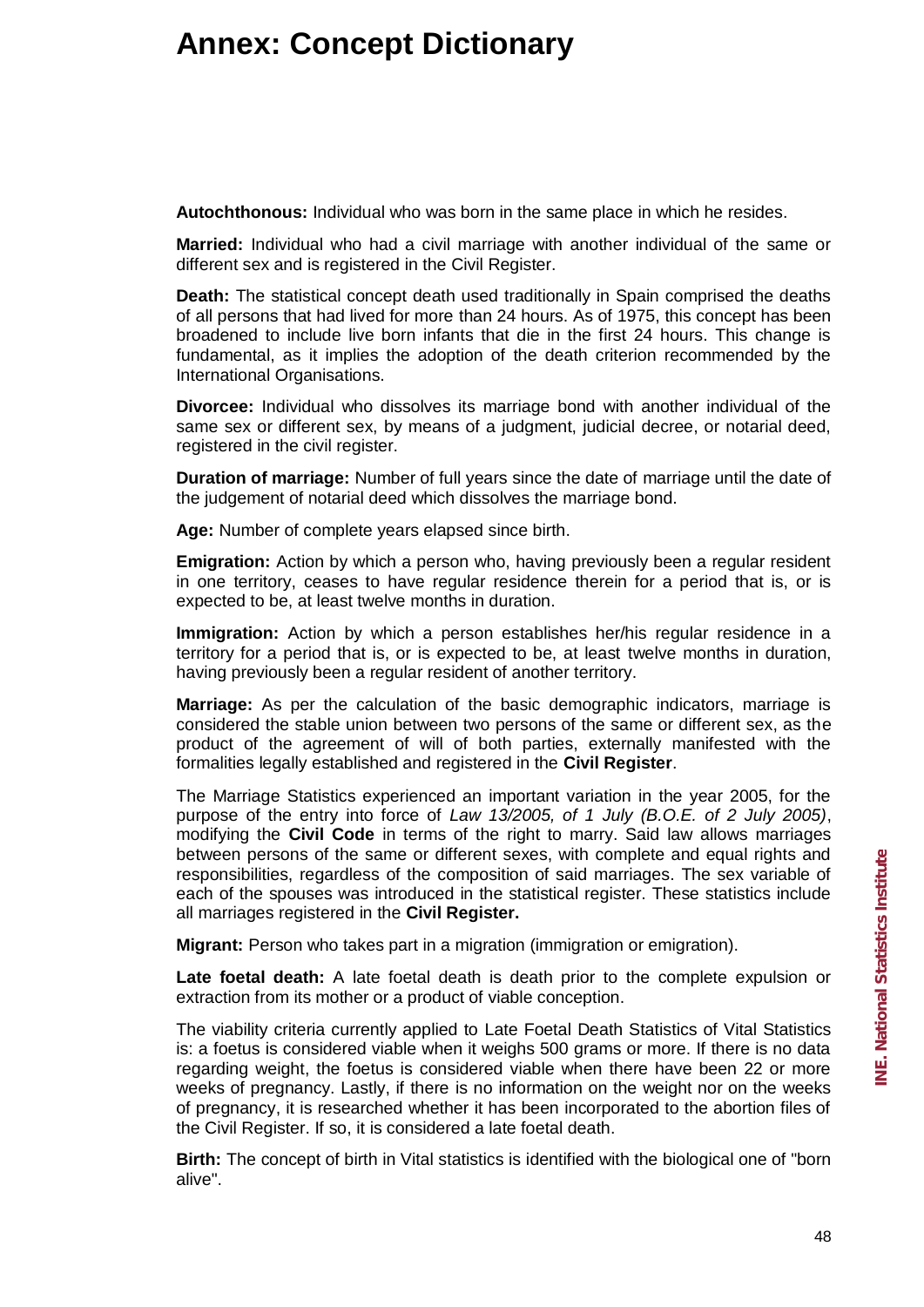# Annex: Concept Dictionary

**Autochthonous:** Individual who was born in the same place in which he resides.

**Married:** Individual who had a civil marriage with another individual of the same or different sex and is registered in the Civil Register.

**Death:** The statistical concept death used traditionally in Spain comprised the deaths of all persons that had lived for more than 24 hours. As of 1975, this concept has been broadened to include live born infants that die in the first 24 hours. This change is fundamental, as it implies the adoption of the death criterion recommended by the International Organisations.

**Divorcee:** Individual who dissolves its marriage bond with another individual of the same sex or different sex, by means of a judgment, judicial decree, or notarial deed, registered in the civil register.

**Duration of marriage:** Number of full years since the date of marriage until the date of the judgement of notarial deed which dissolves the marriage bond.

**Age:** Number of complete years elapsed since birth.

**Emigration:** Action by which a person who, having previously been a regular resident in one territory, ceases to have regular residence therein for a period that is, or is expected to be, at least twelve months in duration.

**Immigration:** Action by which a person establishes her/his regular residence in a territory for a period that is, or is expected to be, at least twelve months in duration, having previously been a regular resident of another territory.

**Marriage:** As per the calculation of the basic demographic indicators, marriage is considered the stable union between two persons of the same or different sex, as the product of the agreement of will of both parties, externally manifested with the formalities legally established and registered in the **Civil Register**.

The Marriage Statistics experienced an important variation in the year 2005, for the purpose of the entry into force of *Law 13/2005, of 1 July (B.O.E. of 2 July 2005)*, modifying the **Civil Code** in terms of the right to marry. Said law allows marriages between persons of the same or different sexes, with complete and equal rights and responsibilities, regardless of the composition of said marriages. The sex variable of each of the spouses was introduced in the statistical register. These statistics include all marriages registered in the **Civil Register.**

**Migrant:** Person who takes part in a migration (immigration or emigration).

**Late foetal death:** A late foetal death is death prior to the complete expulsion or extraction from its mother or a product of viable conception.

The viability criteria currently applied to Late Foetal Death Statistics of Vital Statistics is: a foetus is considered viable when it weighs 500 grams or more. If there is no data regarding weight, the foetus is considered viable when there have been 22 or more weeks of pregnancy. Lastly, if there is no information on the weight nor on the weeks of pregnancy, it is researched whether it has been incorporated to the abortion files of the Civil Register. If so, it is considered a late foetal death.

**Birth:** The concept of birth in Vital statistics is identified with the biological one of "born alive".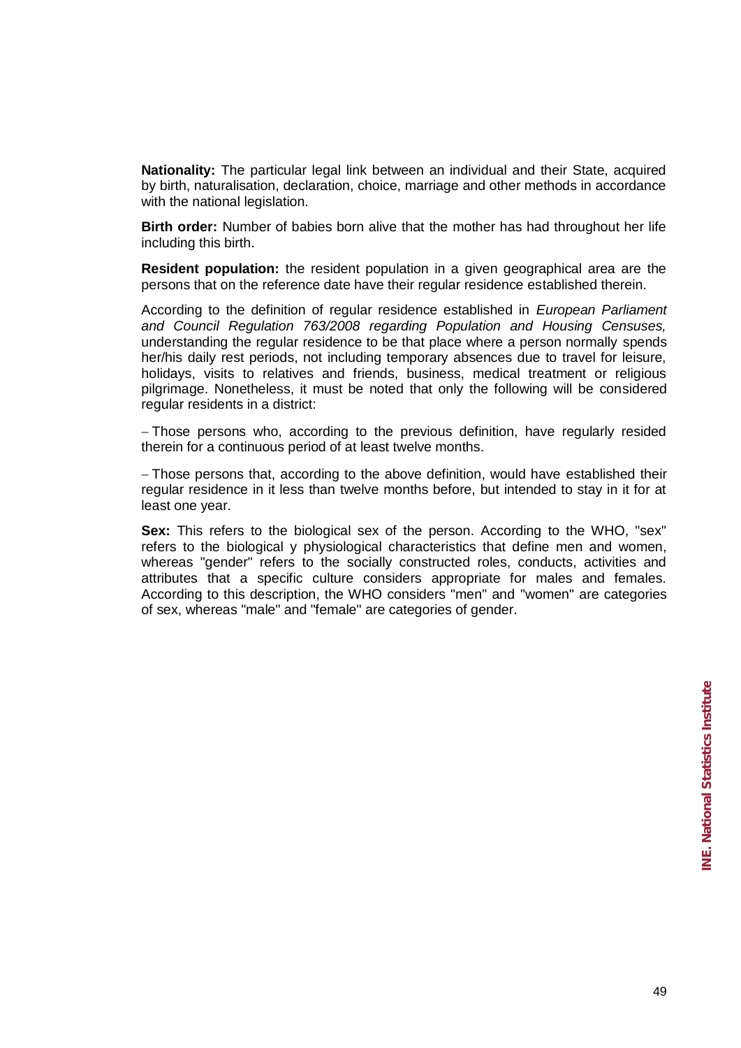**Nationality:** The particular legal link between an individual and their State, acquired by birth, naturalisation, declaration, choice, marriage and other methods in accordance with the national legislation.

**Birth order:** Number of babies born alive that the mother has had throughout her life including this birth.

**Resident population:** the resident population in a given geographical area are the persons that on the reference date have their regular residence established therein.

According to the definition of regular residence established in *European Parliament and Council Regulation 763/2008 regarding Population and Housing Censuses,* understanding the regular residence to be that place where a person normally spends her/his daily rest periods, not including temporary absences due to travel for leisure, holidays, visits to relatives and friends, business, medical treatment or religious pilgrimage. Nonetheless, it must be noted that only the following will be considered regular residents in a district:

– Those persons who, according to the previous definition, have regularly resided therein for a continuous period of at least twelve months.

– Those persons that, according to the above definition, would have established their regular residence in it less than twelve months before, but intended to stay in it for at least one year.

**Sex:** This refers to the biological sex of the person. According to the WHO, "sex" refers to the biological y physiological characteristics that define men and women, whereas "gender" refers to the socially constructed roles, conducts, activities and attributes that a specific culture considers appropriate for males and females. According to this description, the WHO considers "men" and "women" are categories of sex, whereas "male" and "female" are categories of gender.